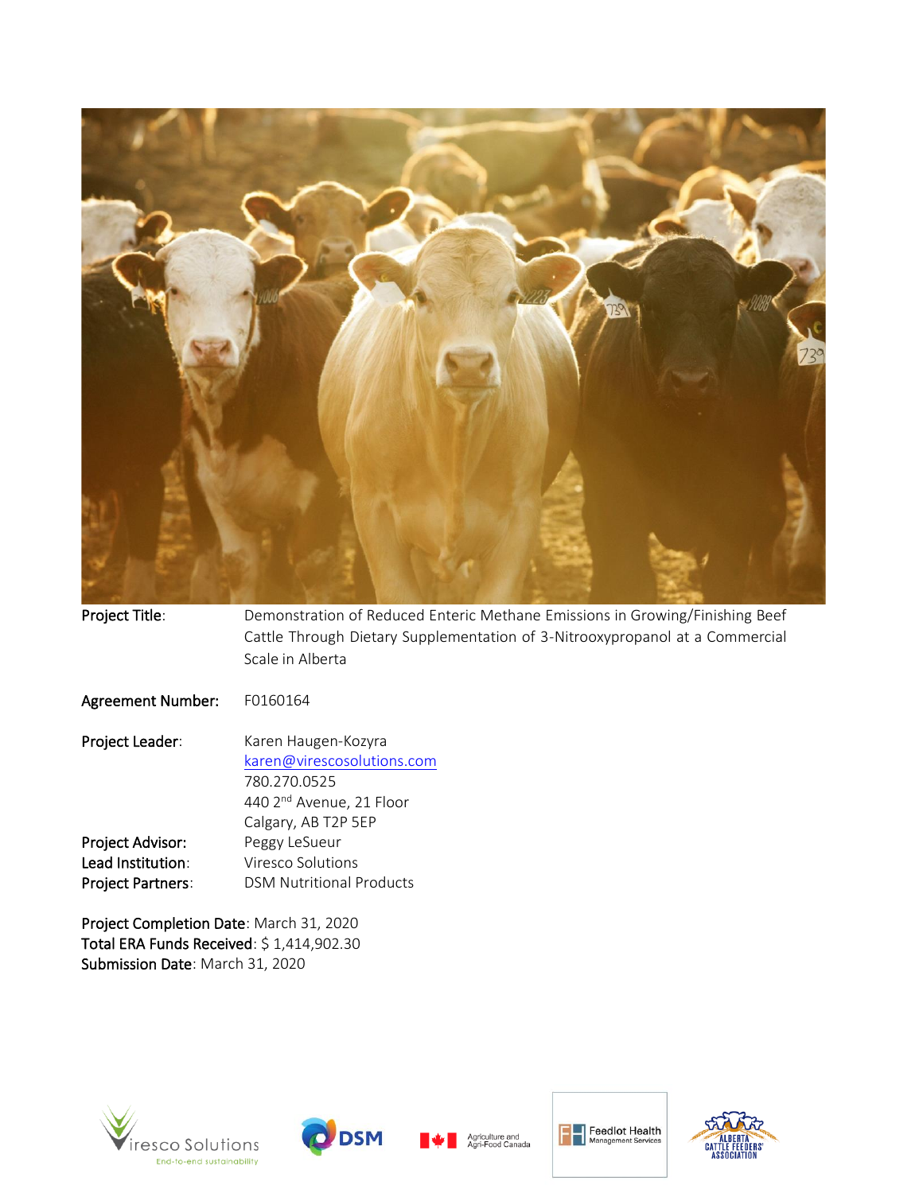**Project Title**: Demonstration of Reduced Enteric Methane Emissions in Growing/Finishing Beef Cattle Through Dietary Supplementation of 3-Nitrooxypropanol at a Commercial Scale in Alberta

**Agreement Number:** F0160164

**Project Leader**: Karen Haugen-Kozyra
karen@virescosolutions.com
780.270.0525
440 2nd Avenue, 21 Floor
Calgary, AB T2P 5EP

**Project Advisor:** Peggy LeSueur
**Lead Institution**: Viresco Solutions
**Project Partners**: DSM Nutritional Products

**Project Completion Date**: March 31, 2020
**Total ERA Funds Received**: $ 1,414,902.30
**Submission Date**: March 31, 2020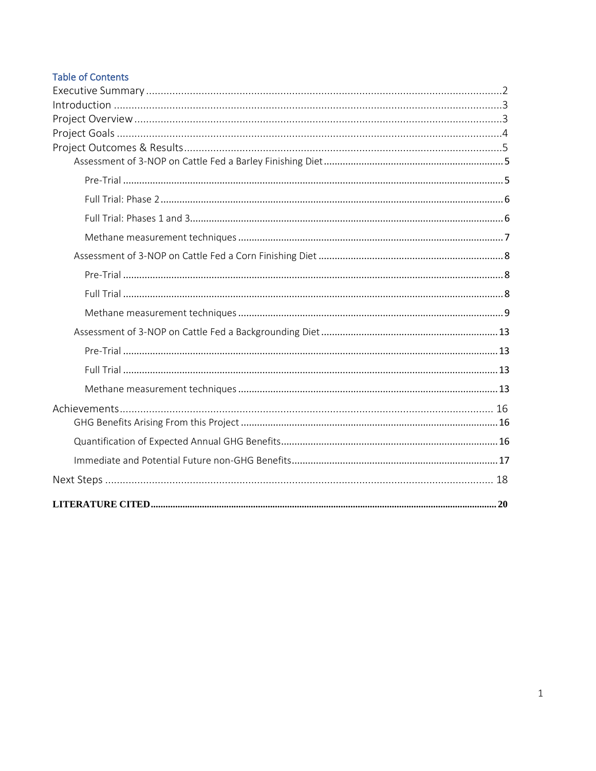## Table of Contents

Executive Summary ........................................................ 2
Introduction ........................................................ 3
Project Overview ........................................................ 3
Project Goals ........................................................ 4
Project Outcomes & Results ........................................................ 5
- Assessment of 3-NOP on Cattle Fed a Barley Finishing Diet ........................................................ 5
  - Pre-Trial ........................................................ 5
  - Full Trial: Phase 2 ........................................................ 6
  - Full Trial: Phases 1 and 3 ........................................................ 6
  - Methane measurement techniques ........................................................ 7
- Assessment of 3-NOP on Cattle Fed a Corn Finishing Diet ........................................................ 8
  - Pre-Trial ........................................................ 8
  - Full Trial ........................................................ 8
  - Methane measurement techniques ........................................................ 9
- Assessment of 3-NOP on Cattle Fed a Backgrounding Diet ........................................................ 13
  - Pre-Trial ........................................................ 13
  - Full Trial ........................................................ 13
  - Methane measurement techniques ........................................................ 13

Achievements ........................................................ 16
- GHG Benefits Arising From this Project ........................................................ 16
- Quantification of Expected Annual GHG Benefits ........................................................ 16
- Immediate and Potential Future non-GHG Benefits ........................................................ 17

Next Steps ........................................................ 18

**LITERATURE CITED** ........................................................ 20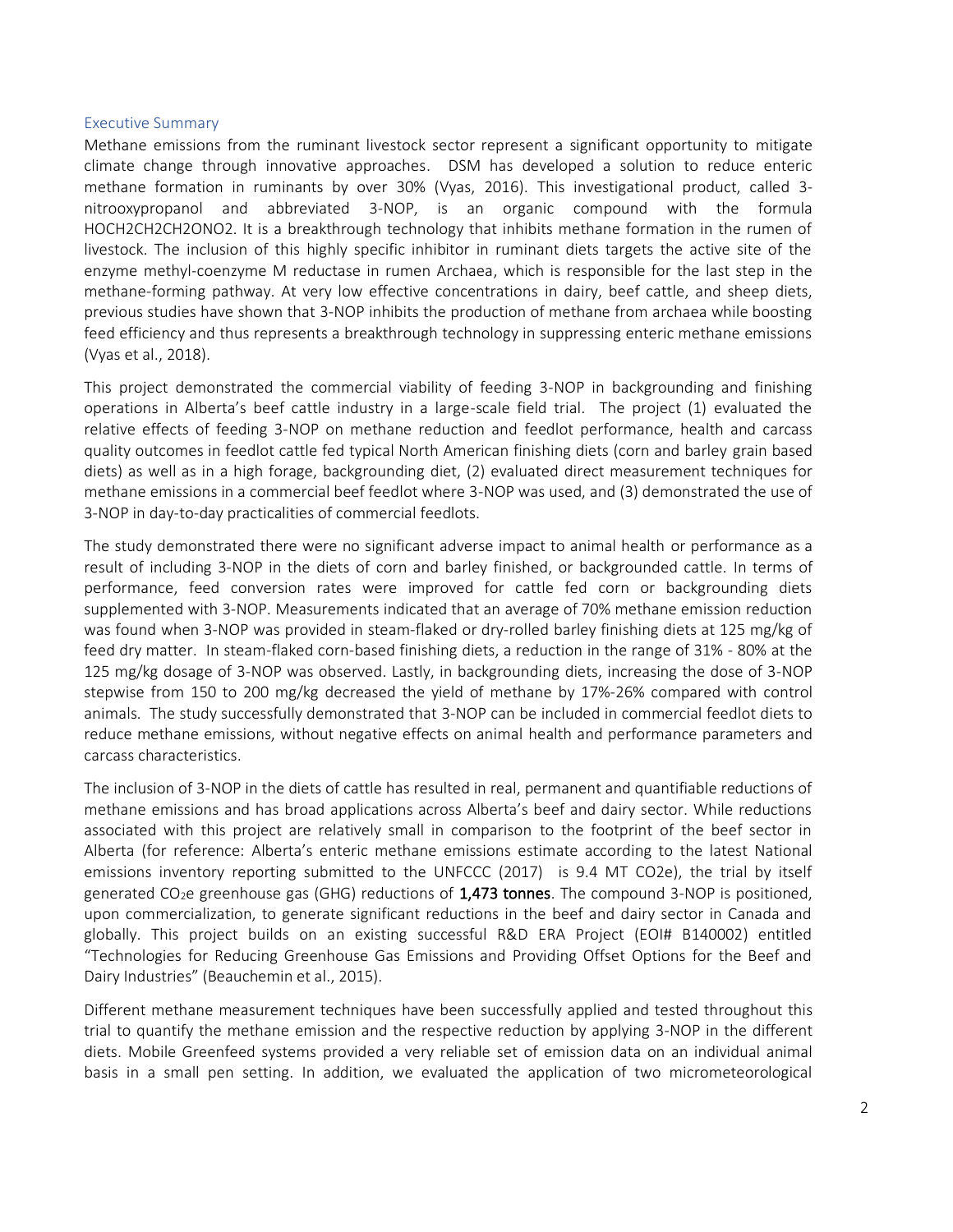## Executive Summary

Methane emissions from the ruminant livestock sector represent a significant opportunity to mitigate climate change through innovative approaches. DSM has developed a solution to reduce enteric methane formation in ruminants by over 30% (Vyas, 2016). This investigational product, called 3-nitrooxypropanol and abbreviated 3-NOP, is an organic compound with the formula HOCH2CH2CH2ONO2. It is a breakthrough technology that inhibits methane formation in the rumen of livestock. The inclusion of this highly specific inhibitor in ruminant diets targets the active site of the enzyme methyl-coenzyme M reductase in rumen Archaea, which is responsible for the last step in the methane-forming pathway. At very low effective concentrations in dairy, beef cattle, and sheep diets, previous studies have shown that 3-NOP inhibits the production of methane from archaea while boosting feed efficiency and thus represents a breakthrough technology in suppressing enteric methane emissions (Vyas et al., 2018).

This project demonstrated the commercial viability of feeding 3-NOP in backgrounding and finishing operations in Alberta's beef cattle industry in a large-scale field trial. The project (1) evaluated the relative effects of feeding 3-NOP on methane reduction and feedlot performance, health and carcass quality outcomes in feedlot cattle fed typical North American finishing diets (corn and barley grain based diets) as well as in a high forage, backgrounding diet, (2) evaluated direct measurement techniques for methane emissions in a commercial beef feedlot where 3-NOP was used, and (3) demonstrated the use of 3-NOP in day-to-day practicalities of commercial feedlots.

The study demonstrated there were no significant adverse impact to animal health or performance as a result of including 3-NOP in the diets of corn and barley finished, or backgrounded cattle. In terms of performance, feed conversion rates were improved for cattle fed corn or backgrounding diets supplemented with 3-NOP. Measurements indicated that an average of 70% methane emission reduction was found when 3-NOP was provided in steam-flaked or dry-rolled barley finishing diets at 125 mg/kg of feed dry matter. In steam-flaked corn-based finishing diets, a reduction in the range of 31% - 80% at the 125 mg/kg dosage of 3-NOP was observed. Lastly, in backgrounding diets, increasing the dose of 3-NOP stepwise from 150 to 200 mg/kg decreased the yield of methane by 17%-26% compared with control animals. The study successfully demonstrated that 3-NOP can be included in commercial feedlot diets to reduce methane emissions, without negative effects on animal health and performance parameters and carcass characteristics.

The inclusion of 3-NOP in the diets of cattle has resulted in real, permanent and quantifiable reductions of methane emissions and has broad applications across Alberta's beef and dairy sector. While reductions associated with this project are relatively small in comparison to the footprint of the beef sector in Alberta (for reference: Alberta's enteric methane emissions estimate according to the latest National emissions inventory reporting submitted to the UNFCCC (2017) is 9.4 MT CO2e), the trial by itself generated $CO_2$e greenhouse gas (GHG) reductions of **1,473 tonnes**. The compound 3-NOP is positioned, upon commercialization, to generate significant reductions in the beef and dairy sector in Canada and globally. This project builds on an existing successful R&D ERA Project (EOI# B140002) entitled "Technologies for Reducing Greenhouse Gas Emissions and Providing Offset Options for the Beef and Dairy Industries" (Beauchemin et al., 2015).

Different methane measurement techniques have been successfully applied and tested throughout this trial to quantify the methane emission and the respective reduction by applying 3-NOP in the different diets. Mobile Greenfeed systems provided a very reliable set of emission data on an individual animal basis in a small pen setting. In addition, we evaluated the application of two micrometeorological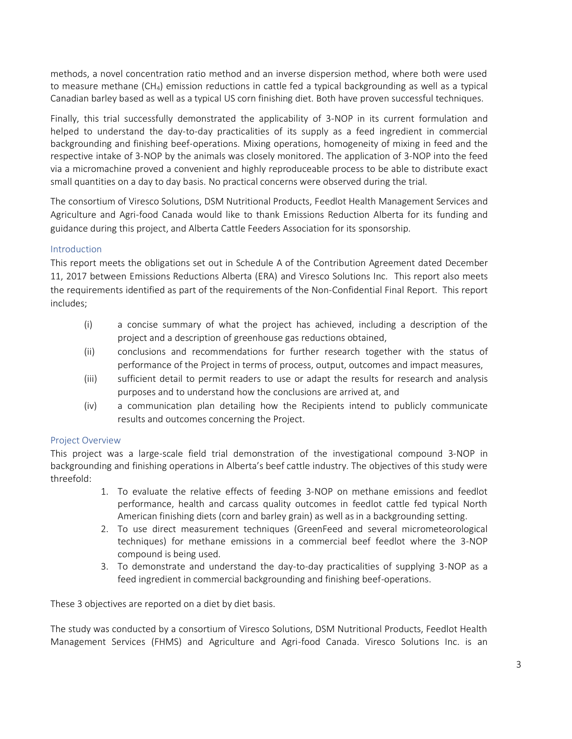methods, a novel concentration ratio method and an inverse dispersion method, where both were used to measure methane ($CH_4$) emission reductions in cattle fed a typical backgrounding as well as a typical Canadian barley based as well as a typical US corn finishing diet. Both have proven successful techniques.

Finally, this trial successfully demonstrated the applicability of 3-NOP in its current formulation and helped to understand the day-to-day practicalities of its supply as a feed ingredient in commercial backgrounding and finishing beef-operations. Mixing operations, homogeneity of mixing in feed and the respective intake of 3-NOP by the animals was closely monitored. The application of 3-NOP into the feed via a micromachine proved a convenient and highly reproduceable process to be able to distribute exact small quantities on a day to day basis. No practical concerns were observed during the trial.

The consortium of Viresco Solutions, DSM Nutritional Products, Feedlot Health Management Services and Agriculture and Agri-food Canada would like to thank Emissions Reduction Alberta for its funding and guidance during this project, and Alberta Cattle Feeders Association for its sponsorship.

## Introduction

This report meets the obligations set out in Schedule A of the Contribution Agreement dated December 11, 2017 between Emissions Reductions Alberta (ERA) and Viresco Solutions Inc. This report also meets the requirements identified as part of the requirements of the Non-Confidential Final Report. This report includes;

(i) a concise summary of what the project has achieved, including a description of the project and a description of greenhouse gas reductions obtained,

(ii) conclusions and recommendations for further research together with the status of performance of the Project in terms of process, output, outcomes and impact measures,

(iii) sufficient detail to permit readers to use or adapt the results for research and analysis purposes and to understand how the conclusions are arrived at, and

(iv) a communication plan detailing how the Recipients intend to publicly communicate results and outcomes concerning the Project.

## Project Overview

This project was a large-scale field trial demonstration of the investigational compound 3-NOP in backgrounding and finishing operations in Alberta's beef cattle industry. The objectives of this study were threefold:

1. To evaluate the relative effects of feeding 3-NOP on methane emissions and feedlot performance, health and carcass quality outcomes in feedlot cattle fed typical North American finishing diets (corn and barley grain) as well as in a backgrounding setting.
2. To use direct measurement techniques (GreenFeed and several micrometeorological techniques) for methane emissions in a commercial beef feedlot where the 3-NOP compound is being used.
3. To demonstrate and understand the day-to-day practicalities of supplying 3-NOP as a feed ingredient in commercial backgrounding and finishing beef-operations.

These 3 objectives are reported on a diet by diet basis.

The study was conducted by a consortium of Viresco Solutions, DSM Nutritional Products, Feedlot Health Management Services (FHMS) and Agriculture and Agri-food Canada. Viresco Solutions Inc. is an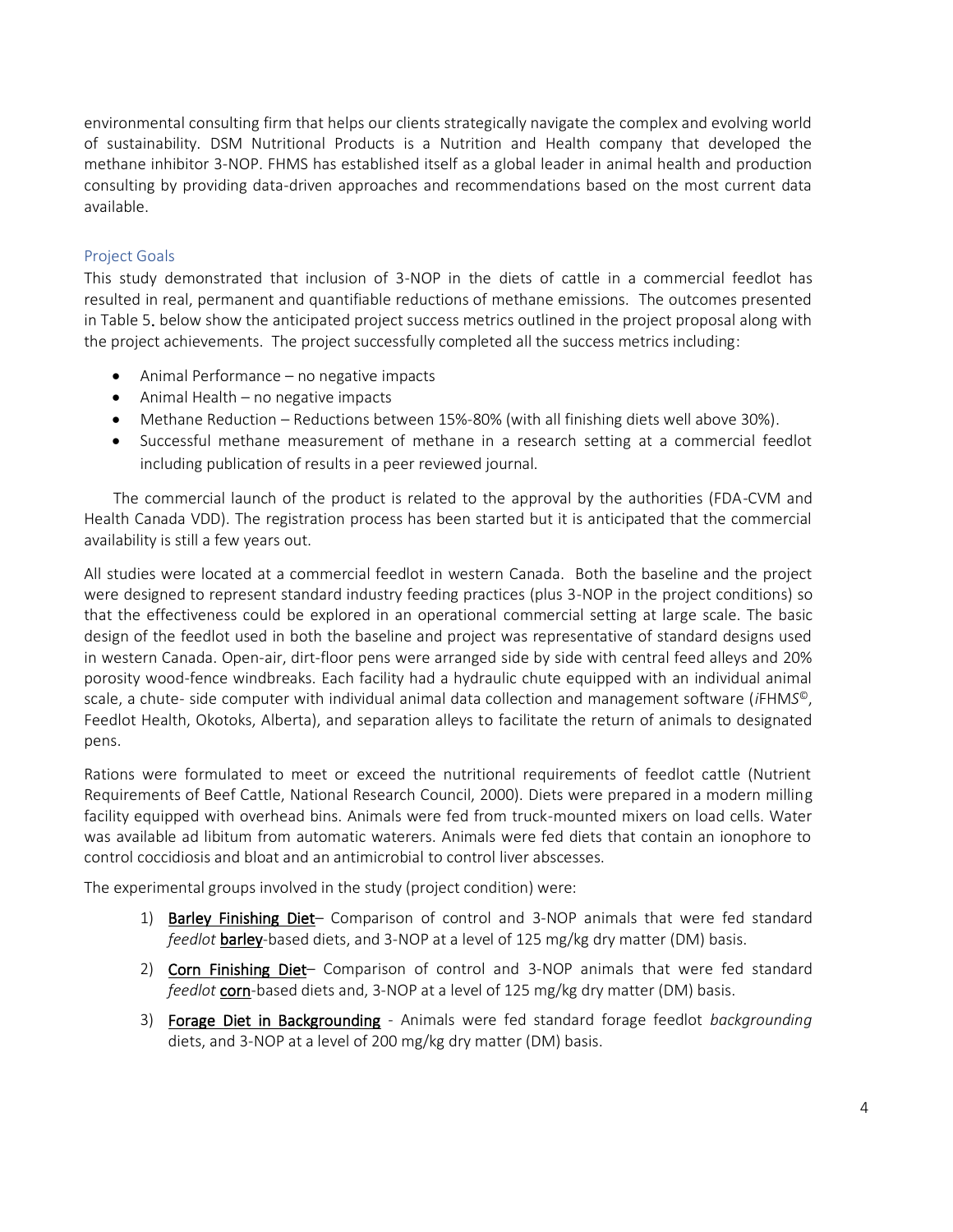environmental consulting firm that helps our clients strategically navigate the complex and evolving world of sustainability. DSM Nutritional Products is a Nutrition and Health company that developed the methane inhibitor 3-NOP. FHMS has established itself as a global leader in animal health and production consulting by providing data-driven approaches and recommendations based on the most current data available.

### Project Goals

This study demonstrated that inclusion of 3-NOP in the diets of cattle in a commercial feedlot has resulted in real, permanent and quantifiable reductions of methane emissions. The outcomes presented in Table 5. below show the anticipated project success metrics outlined in the project proposal along with the project achievements. The project successfully completed all the success metrics including:

- Animal Performance – no negative impacts
- Animal Health – no negative impacts
- Methane Reduction – Reductions between 15%-80% (with all finishing diets well above 30%).
- Successful methane measurement of methane in a research setting at a commercial feedlot including publication of results in a peer reviewed journal.

The commercial launch of the product is related to the approval by the authorities (FDA-CVM and Health Canada VDD). The registration process has been started but it is anticipated that the commercial availability is still a few years out.

All studies were located at a commercial feedlot in western Canada. Both the baseline and the project were designed to represent standard industry feeding practices (plus 3-NOP in the project conditions) so that the effectiveness could be explored in an operational commercial setting at large scale. The basic design of the feedlot used in both the baseline and project was representative of standard designs used in western Canada. Open-air, dirt-floor pens were arranged side by side with central feed alleys and 20% porosity wood-fence windbreaks. Each facility had a hydraulic chute equipped with an individual animal scale, a chute- side computer with individual animal data collection and management software (*i*FHMS©, Feedlot Health, Okotoks, Alberta), and separation alleys to facilitate the return of animals to designated pens.

Rations were formulated to meet or exceed the nutritional requirements of feedlot cattle (Nutrient Requirements of Beef Cattle, National Research Council, 2000). Diets were prepared in a modern milling facility equipped with overhead bins. Animals were fed from truck-mounted mixers on load cells. Water was available ad libitum from automatic waterers. Animals were fed diets that contain an ionophore to control coccidiosis and bloat and an antimicrobial to control liver abscesses.

The experimental groups involved in the study (project condition) were:

1) **Barley Finishing Diet**– Comparison of control and 3-NOP animals that were fed standard *feedlot* **barley**-based diets, and 3-NOP at a level of 125 mg/kg dry matter (DM) basis.
2) **Corn Finishing Diet**– Comparison of control and 3-NOP animals that were fed standard *feedlot* **corn**-based diets and, 3-NOP at a level of 125 mg/kg dry matter (DM) basis.
3) **Forage Diet in Backgrounding** - Animals were fed standard forage feedlot *backgrounding* diets, and 3-NOP at a level of 200 mg/kg dry matter (DM) basis.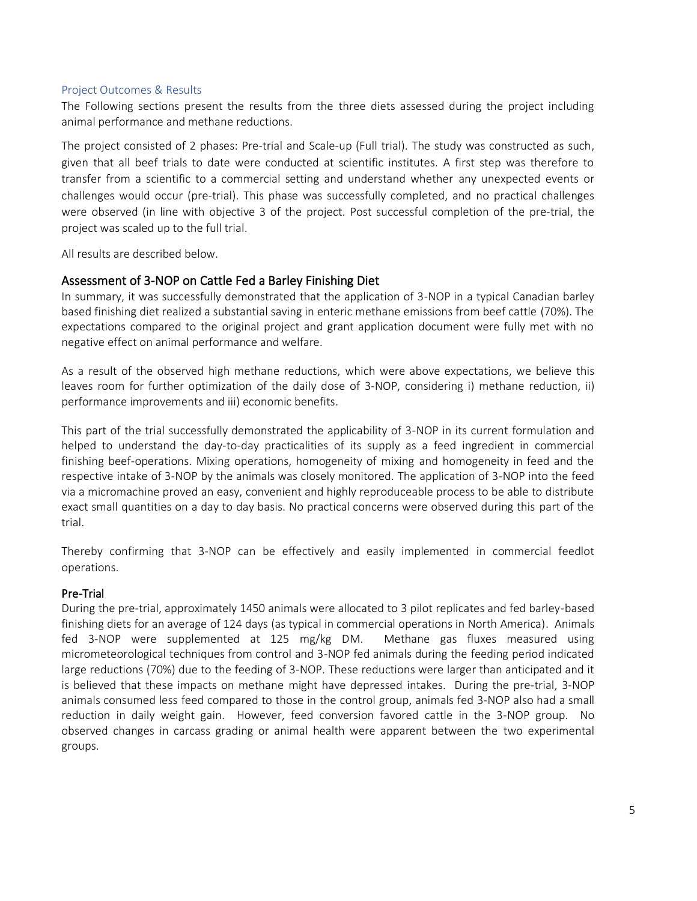## Project Outcomes & Results

The Following sections present the results from the three diets assessed during the project including animal performance and methane reductions.

The project consisted of 2 phases: Pre-trial and Scale-up (Full trial). The study was constructed as such, given that all beef trials to date were conducted at scientific institutes. A first step was therefore to transfer from a scientific to a commercial setting and understand whether any unexpected events or challenges would occur (pre-trial). This phase was successfully completed, and no practical challenges were observed (in line with objective 3 of the project. Post successful completion of the pre-trial, the project was scaled up to the full trial.

All results are described below.

### Assessment of 3-NOP on Cattle Fed a Barley Finishing Diet

In summary, it was successfully demonstrated that the application of 3-NOP in a typical Canadian barley based finishing diet realized a substantial saving in enteric methane emissions from beef cattle (70%). The expectations compared to the original project and grant application document were fully met with no negative effect on animal performance and welfare.

As a result of the observed high methane reductions, which were above expectations, we believe this leaves room for further optimization of the daily dose of 3-NOP, considering i) methane reduction, ii) performance improvements and iii) economic benefits.

This part of the trial successfully demonstrated the applicability of 3-NOP in its current formulation and helped to understand the day-to-day practicalities of its supply as a feed ingredient in commercial finishing beef-operations. Mixing operations, homogeneity of mixing and homogeneity in feed and the respective intake of 3-NOP by the animals was closely monitored. The application of 3-NOP into the feed via a micromachine proved an easy, convenient and highly reproduceable process to be able to distribute exact small quantities on a day to day basis. No practical concerns were observed during this part of the trial.

Thereby confirming that 3-NOP can be effectively and easily implemented in commercial feedlot operations.

### Pre-Trial

During the pre-trial, approximately 1450 animals were allocated to 3 pilot replicates and fed barley-based finishing diets for an average of 124 days (as typical in commercial operations in North America). Animals fed 3-NOP were supplemented at 125 mg/kg DM. Methane gas fluxes measured using micrometeorological techniques from control and 3-NOP fed animals during the feeding period indicated large reductions (70%) due to the feeding of 3-NOP. These reductions were larger than anticipated and it is believed that these impacts on methane might have depressed intakes. During the pre-trial, 3-NOP animals consumed less feed compared to those in the control group, animals fed 3-NOP also had a small reduction in daily weight gain. However, feed conversion favored cattle in the 3-NOP group. No observed changes in carcass grading or animal health were apparent between the two experimental groups.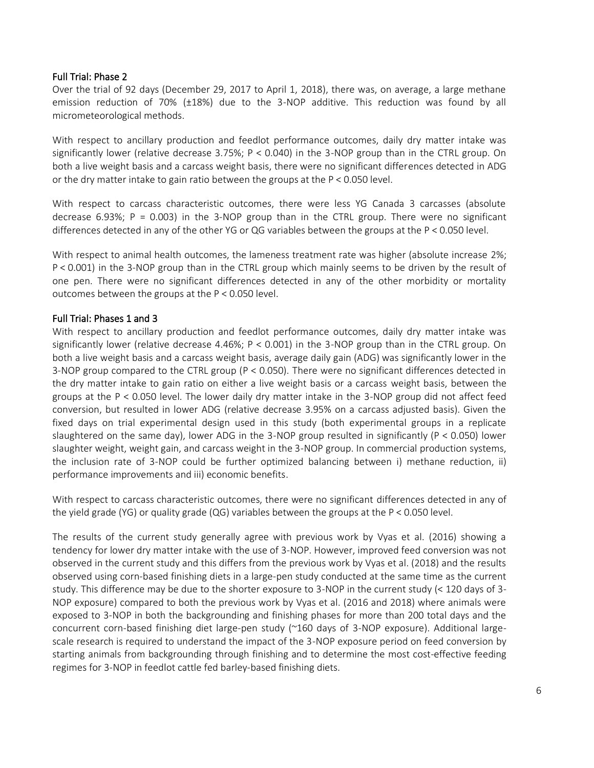### Full Trial: Phase 2

Over the trial of 92 days (December 29, 2017 to April 1, 2018), there was, on average, a large methane emission reduction of 70% (±18%) due to the 3-NOP additive. This reduction was found by all micrometeorological methods.

With respect to ancillary production and feedlot performance outcomes, daily dry matter intake was significantly lower (relative decrease 3.75%; $P < 0.040$) in the 3-NOP group than in the CTRL group. On both a live weight basis and a carcass weight basis, there were no significant differences detected in ADG or the dry matter intake to gain ratio between the groups at the $P < 0.050$ level.

With respect to carcass characteristic outcomes, there were less YG Canada 3 carcasses (absolute decrease 6.93%; $P = 0.003$) in the 3-NOP group than in the CTRL group. There were no significant differences detected in any of the other YG or QG variables between the groups at the $P < 0.050$ level.

With respect to animal health outcomes, the lameness treatment rate was higher (absolute increase 2%; $P < 0.001$) in the 3-NOP group than in the CTRL group which mainly seems to be driven by the result of one pen. There were no significant differences detected in any of the other morbidity or mortality outcomes between the groups at the $P < 0.050$ level.

### Full Trial: Phases 1 and 3

With respect to ancillary production and feedlot performance outcomes, daily dry matter intake was significantly lower (relative decrease 4.46%; $P < 0.001$) in the 3-NOP group than in the CTRL group. On both a live weight basis and a carcass weight basis, average daily gain (ADG) was significantly lower in the 3-NOP group compared to the CTRL group ($P < 0.050$). There were no significant differences detected in the dry matter intake to gain ratio on either a live weight basis or a carcass weight basis, between the groups at the $P < 0.050$ level. The lower daily dry matter intake in the 3-NOP group did not affect feed conversion, but resulted in lower ADG (relative decrease 3.95% on a carcass adjusted basis). Given the fixed days on trial experimental design used in this study (both experimental groups in a replicate slaughtered on the same day), lower ADG in the 3-NOP group resulted in significantly ($P < 0.050$) lower slaughter weight, weight gain, and carcass weight in the 3-NOP group. In commercial production systems, the inclusion rate of 3-NOP could be further optimized balancing between i) methane reduction, ii) performance improvements and iii) economic benefits.

With respect to carcass characteristic outcomes, there were no significant differences detected in any of the yield grade (YG) or quality grade (QG) variables between the groups at the $P < 0.050$ level.

The results of the current study generally agree with previous work by Vyas et al. (2016) showing a tendency for lower dry matter intake with the use of 3-NOP. However, improved feed conversion was not observed in the current study and this differs from the previous work by Vyas et al. (2018) and the results observed using corn-based finishing diets in a large-pen study conducted at the same time as the current study. This difference may be due to the shorter exposure to 3-NOP in the current study (< 120 days of 3-NOP exposure) compared to both the previous work by Vyas et al. (2016 and 2018) where animals were exposed to 3-NOP in both the backgrounding and finishing phases for more than 200 total days and the concurrent corn-based finishing diet large-pen study (~160 days of 3-NOP exposure). Additional large-scale research is required to understand the impact of the 3-NOP exposure period on feed conversion by starting animals from backgrounding through finishing and to determine the most cost-effective feeding regimes for 3-NOP in feedlot cattle fed barley-based finishing diets.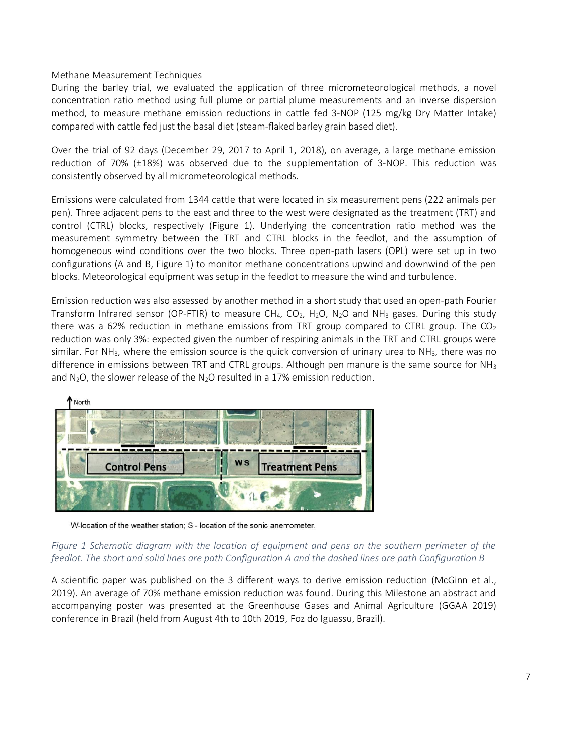Methane Measurement Techniques

During the barley trial, we evaluated the application of three micrometeorological methods, a novel concentration ratio method using full plume or partial plume measurements and an inverse dispersion method, to measure methane emission reductions in cattle fed 3-NOP (125 mg/kg Dry Matter Intake) compared with cattle fed just the basal diet (steam-flaked barley grain based diet).

Over the trial of 92 days (December 29, 2017 to April 1, 2018), on average, a large methane emission reduction of 70% (±18%) was observed due to the supplementation of 3-NOP. This reduction was consistently observed by all micrometeorological methods.

Emissions were calculated from 1344 cattle that were located in six measurement pens (222 animals per pen). Three adjacent pens to the east and three to the west were designated as the treatment (TRT) and control (CTRL) blocks, respectively (Figure 1). Underlying the concentration ratio method was the measurement symmetry between the TRT and CTRL blocks in the feedlot, and the assumption of homogeneous wind conditions over the two blocks. Three open-path lasers (OPL) were set up in two configurations (A and B, Figure 1) to monitor methane concentrations upwind and downwind of the pen blocks. Meteorological equipment was setup in the feedlot to measure the wind and turbulence.

Emission reduction was also assessed by another method in a short study that used an open-path Fourier Transform Infrared sensor (OP-FTIR) to measure $CH_4$, $CO_2$, $H_2O$, $N_2O$ and $NH_3$ gases. During this study there was a 62% reduction in methane emissions from TRT group compared to CTRL group. The $CO_2$ reduction was only 3%: expected given the number of respiring animals in the TRT and CTRL groups were similar. For $NH_3$, where the emission source is the quick conversion of urinary urea to $NH_3$, there was no difference in emissions between TRT and CTRL groups. Although pen manure is the same source for $NH_3$ and $N_2O$, the slower release of the $N_2O$ resulted in a 17% emission reduction.

North

Control Pens | WS | Treatment Pens

W-location of the weather station; S - location of the sonic anemometer.

*Figure 1 Schematic diagram with the location of equipment and pens on the southern perimeter of the feedlot. The short and solid lines are path Configuration A and the dashed lines are path Configuration B*

A scientific paper was published on the 3 different ways to derive emission reduction (McGinn et al., 2019). An average of 70% methane emission reduction was found. During this Milestone an abstract and accompanying poster was presented at the Greenhouse Gases and Animal Agriculture (GGAA 2019) conference in Brazil (held from August 4th to 10th 2019, Foz do Iguassu, Brazil).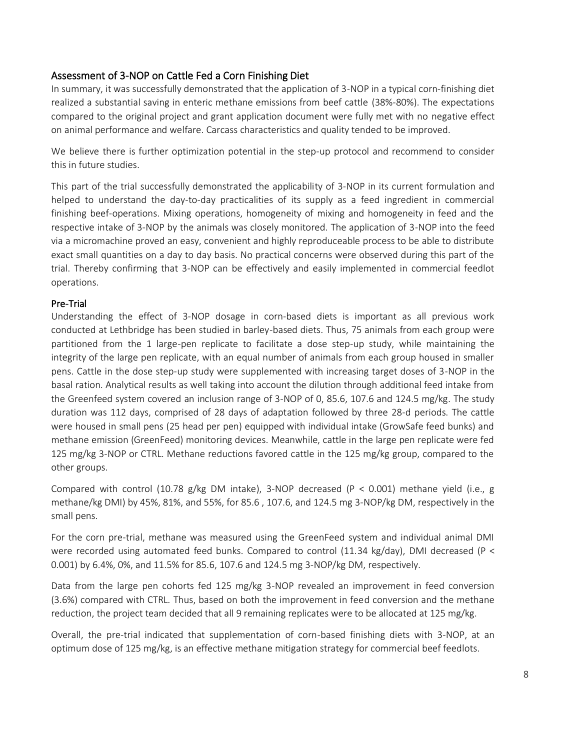## Assessment of 3-NOP on Cattle Fed a Corn Finishing Diet

In summary, it was successfully demonstrated that the application of 3-NOP in a typical corn-finishing diet realized a substantial saving in enteric methane emissions from beef cattle (38%-80%). The expectations compared to the original project and grant application document were fully met with no negative effect on animal performance and welfare. Carcass characteristics and quality tended to be improved.

We believe there is further optimization potential in the step-up protocol and recommend to consider this in future studies.

This part of the trial successfully demonstrated the applicability of 3-NOP in its current formulation and helped to understand the day-to-day practicalities of its supply as a feed ingredient in commercial finishing beef-operations. Mixing operations, homogeneity of mixing and homogeneity in feed and the respective intake of 3-NOP by the animals was closely monitored. The application of 3-NOP into the feed via a micromachine proved an easy, convenient and highly reproduceable process to be able to distribute exact small quantities on a day to day basis. No practical concerns were observed during this part of the trial. Thereby confirming that 3-NOP can be effectively and easily implemented in commercial feedlot operations.

### Pre-Trial

Understanding the effect of 3-NOP dosage in corn-based diets is important as all previous work conducted at Lethbridge has been studied in barley-based diets. Thus, 75 animals from each group were partitioned from the 1 large-pen replicate to facilitate a dose step-up study, while maintaining the integrity of the large pen replicate, with an equal number of animals from each group housed in smaller pens. Cattle in the dose step-up study were supplemented with increasing target doses of 3-NOP in the basal ration. Analytical results as well taking into account the dilution through additional feed intake from the Greenfeed system covered an inclusion range of 3-NOP of 0, 85.6, 107.6 and 124.5 mg/kg. The study duration was 112 days, comprised of 28 days of adaptation followed by three 28-d periods. The cattle were housed in small pens (25 head per pen) equipped with individual intake (GrowSafe feed bunks) and methane emission (GreenFeed) monitoring devices. Meanwhile, cattle in the large pen replicate were fed 125 mg/kg 3-NOP or CTRL. Methane reductions favored cattle in the 125 mg/kg group, compared to the other groups.

Compared with control (10.78 g/kg DM intake), 3-NOP decreased ($P < 0.001$) methane yield (i.e., g methane/kg DMI) by 45%, 81%, and 55%, for 85.6 , 107.6, and 124.5 mg 3-NOP/kg DM, respectively in the small pens.

For the corn pre-trial, methane was measured using the GreenFeed system and individual animal DMI were recorded using automated feed bunks. Compared to control (11.34 kg/day), DMI decreased ($P < 0.001$) by 6.4%, 0%, and 11.5% for 85.6, 107.6 and 124.5 mg 3-NOP/kg DM, respectively.

Data from the large pen cohorts fed 125 mg/kg 3-NOP revealed an improvement in feed conversion (3.6%) compared with CTRL. Thus, based on both the improvement in feed conversion and the methane reduction, the project team decided that all 9 remaining replicates were to be allocated at 125 mg/kg.

Overall, the pre-trial indicated that supplementation of corn-based finishing diets with 3-NOP, at an optimum dose of 125 mg/kg, is an effective methane mitigation strategy for commercial beef feedlots.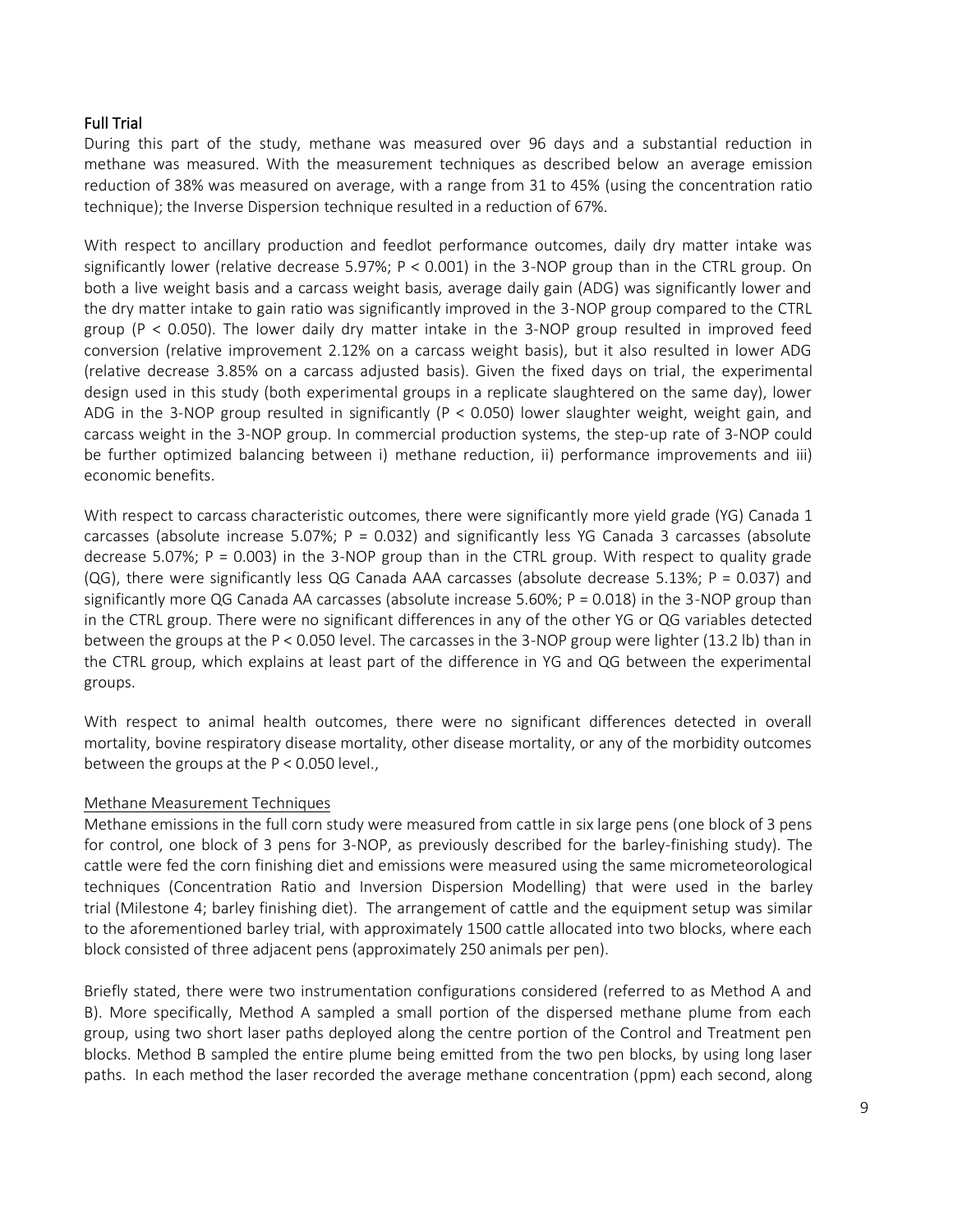## Full Trial

During this part of the study, methane was measured over 96 days and a substantial reduction in methane was measured. With the measurement techniques as described below an average emission reduction of 38% was measured on average, with a range from 31 to 45% (using the concentration ratio technique); the Inverse Dispersion technique resulted in a reduction of 67%.

With respect to ancillary production and feedlot performance outcomes, daily dry matter intake was significantly lower (relative decrease 5.97%; $P < 0.001$) in the 3-NOP group than in the CTRL group. On both a live weight basis and a carcass weight basis, average daily gain (ADG) was significantly lower and the dry matter intake to gain ratio was significantly improved in the 3-NOP group compared to the CTRL group ($P < 0.050$). The lower daily dry matter intake in the 3-NOP group resulted in improved feed conversion (relative improvement 2.12% on a carcass weight basis), but it also resulted in lower ADG (relative decrease 3.85% on a carcass adjusted basis). Given the fixed days on trial, the experimental design used in this study (both experimental groups in a replicate slaughtered on the same day), lower ADG in the 3-NOP group resulted in significantly ($P < 0.050$) lower slaughter weight, weight gain, and carcass weight in the 3-NOP group. In commercial production systems, the step-up rate of 3-NOP could be further optimized balancing between i) methane reduction, ii) performance improvements and iii) economic benefits.

With respect to carcass characteristic outcomes, there were significantly more yield grade (YG) Canada 1 carcasses (absolute increase 5.07%; $P = 0.032$) and significantly less YG Canada 3 carcasses (absolute decrease 5.07%; $P = 0.003$) in the 3-NOP group than in the CTRL group. With respect to quality grade (QG), there were significantly less QG Canada AAA carcasses (absolute decrease 5.13%; $P = 0.037$) and significantly more QG Canada AA carcasses (absolute increase 5.60%; $P = 0.018$) in the 3-NOP group than in the CTRL group. There were no significant differences in any of the other YG or QG variables detected between the groups at the $P < 0.050$ level. The carcasses in the 3-NOP group were lighter (13.2 lb) than in the CTRL group, which explains at least part of the difference in YG and QG between the experimental groups.

With respect to animal health outcomes, there were no significant differences detected in overall mortality, bovine respiratory disease mortality, other disease mortality, or any of the morbidity outcomes between the groups at the $P < 0.050$ level.,

### Methane Measurement Techniques

Methane emissions in the full corn study were measured from cattle in six large pens (one block of 3 pens for control, one block of 3 pens for 3-NOP, as previously described for the barley-finishing study). The cattle were fed the corn finishing diet and emissions were measured using the same micrometeorological techniques (Concentration Ratio and Inversion Dispersion Modelling) that were used in the barley trial (Milestone 4; barley finishing diet). The arrangement of cattle and the equipment setup was similar to the aforementioned barley trial, with approximately 1500 cattle allocated into two blocks, where each block consisted of three adjacent pens (approximately 250 animals per pen).

Briefly stated, there were two instrumentation configurations considered (referred to as Method A and B). More specifically, Method A sampled a small portion of the dispersed methane plume from each group, using two short laser paths deployed along the centre portion of the Control and Treatment pen blocks. Method B sampled the entire plume being emitted from the two pen blocks, by using long laser paths. In each method the laser recorded the average methane concentration (ppm) each second, along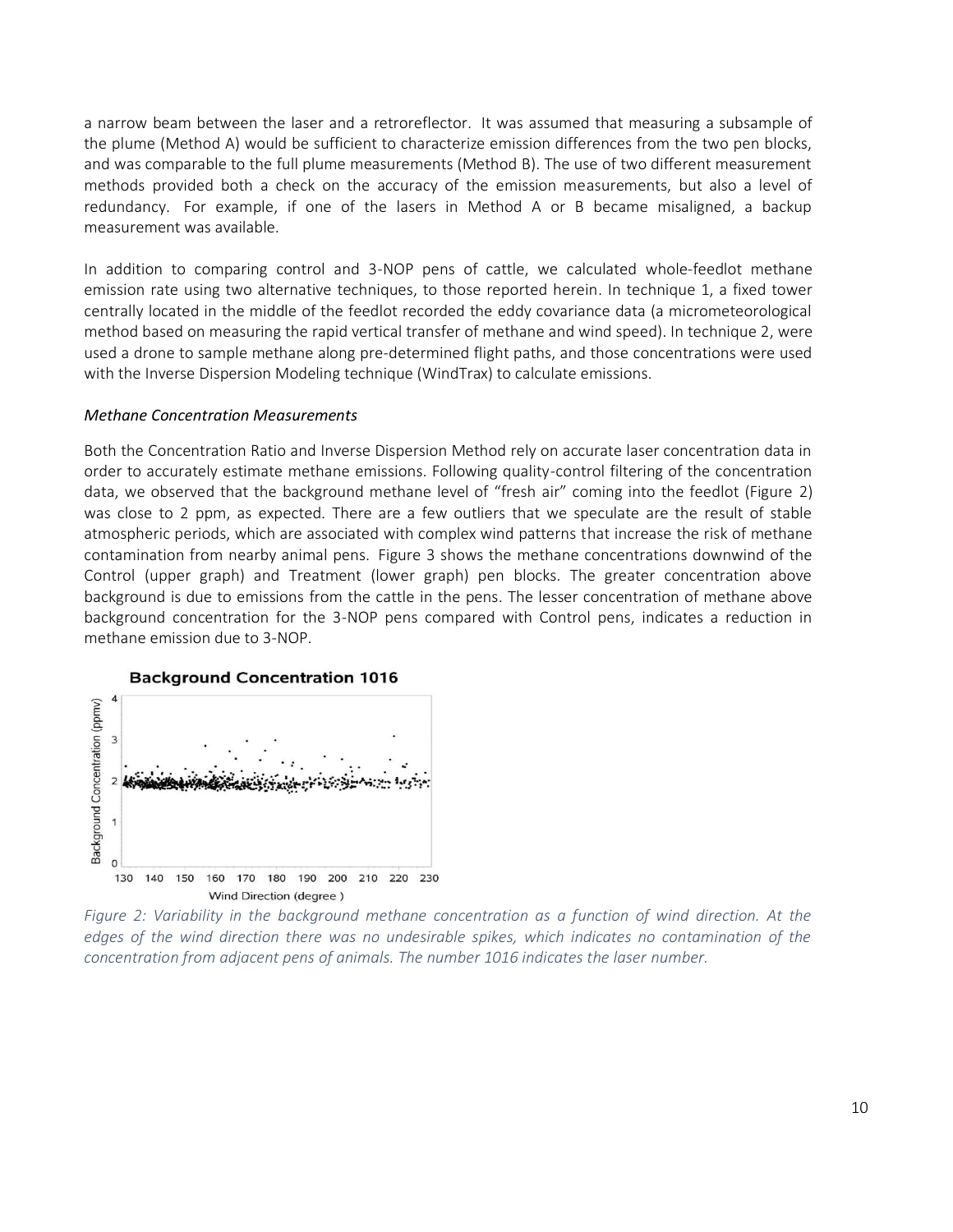a narrow beam between the laser and a retroreflector. It was assumed that measuring a subsample of the plume (Method A) would be sufficient to characterize emission differences from the two pen blocks, and was comparable to the full plume measurements (Method B). The use of two different measurement methods provided both a check on the accuracy of the emission measurements, but also a level of redundancy. For example, if one of the lasers in Method A or B became misaligned, a backup measurement was available.

In addition to comparing control and 3-NOP pens of cattle, we calculated whole-feedlot methane emission rate using two alternative techniques, to those reported herein. In technique 1, a fixed tower centrally located in the middle of the feedlot recorded the eddy covariance data (a micrometeorological method based on measuring the rapid vertical transfer of methane and wind speed). In technique 2, were used a drone to sample methane along pre-determined flight paths, and those concentrations were used with the Inverse Dispersion Modeling technique (WindTrax) to calculate emissions.

*Methane Concentration Measurements*

Both the Concentration Ratio and Inverse Dispersion Method rely on accurate laser concentration data in order to accurately estimate methane emissions. Following quality-control filtering of the concentration data, we observed that the background methane level of "fresh air" coming into the feedlot (Figure 2) was close to 2 ppm, as expected. There are a few outliers that we speculate are the result of stable atmospheric periods, which are associated with complex wind patterns that increase the risk of methane contamination from nearby animal pens. Figure 3 shows the methane concentrations downwind of the Control (upper graph) and Treatment (lower graph) pen blocks. The greater concentration above background is due to emissions from the cattle in the pens. The lesser concentration of methane above background concentration for the 3-NOP pens compared with Control pens, indicates a reduction in methane emission due to 3-NOP.

*Figure 2: Variability in the background methane concentration as a function of wind direction. At the edges of the wind direction there was no undesirable spikes, which indicates no contamination of the concentration from adjacent pens of animals. The number 1016 indicates the laser number.*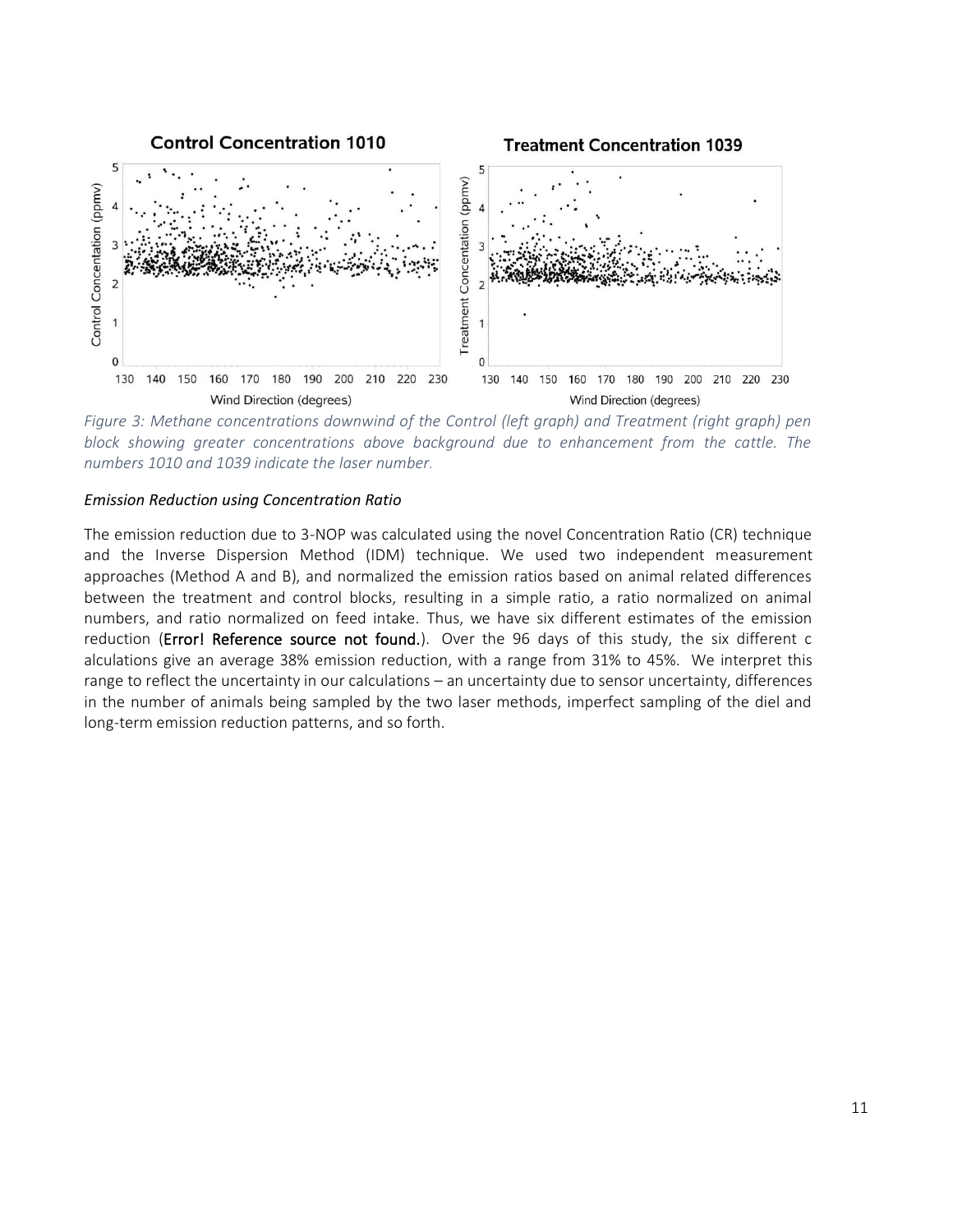*Figure 3: Methane concentrations downwind of the Control (left graph) and Treatment (right graph) pen block showing greater concentrations above background due to enhancement from the cattle. The numbers 1010 and 1039 indicate the laser number.*

*Emission Reduction using Concentration Ratio*

The emission reduction due to 3-NOP was calculated using the novel Concentration Ratio (CR) technique and the Inverse Dispersion Method (IDM) technique. We used two independent measurement approaches (Method A and B), and normalized the emission ratios based on animal related differences between the treatment and control blocks, resulting in a simple ratio, a ratio normalized on animal numbers, and ratio normalized on feed intake. Thus, we have six different estimates of the emission reduction (**Error! Reference source not found.**). Over the 96 days of this study, the six different c alculations give an average 38% emission reduction, with a range from 31% to 45%. We interpret this range to reflect the uncertainty in our calculations – an uncertainty due to sensor uncertainty, differences in the number of animals being sampled by the two laser methods, imperfect sampling of the diel and long-term emission reduction patterns, and so forth.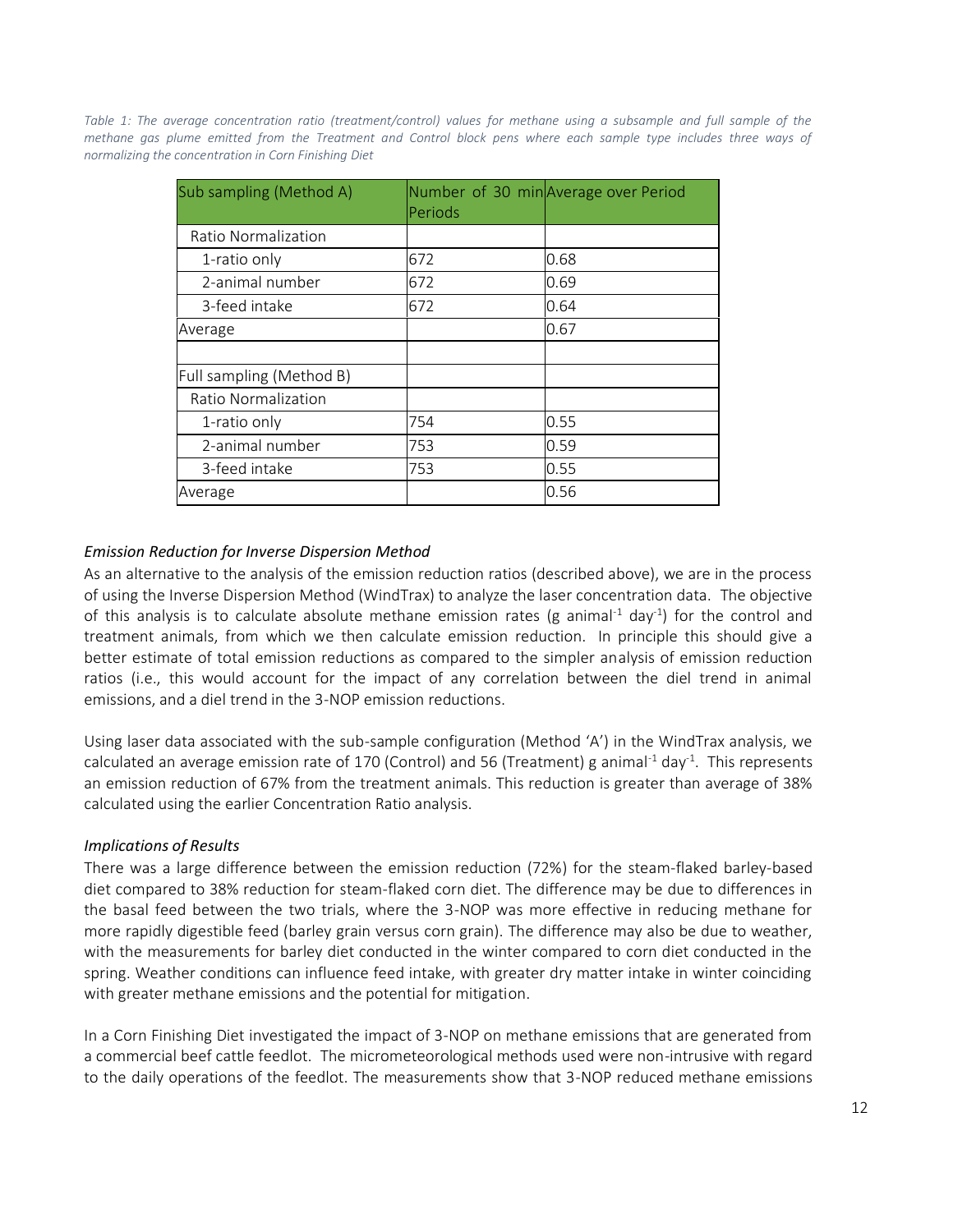*Table 1: The average concentration ratio (treatment/control) values for methane using a subsample and full sample of the methane gas plume emitted from the Treatment and Control block pens where each sample type includes three ways of normalizing the concentration in Corn Finishing Diet*

| Sub sampling (Method A) | Number of 30 min Periods | Average over Period |
|---|---|---|
| Ratio Normalization | | |
| 1-ratio only | 672 | 0.68 |
| 2-animal number | 672 | 0.69 |
| 3-feed intake | 672 | 0.64 |
| Average | | 0.67 |
| | | |
| Full sampling (Method B) | | |
| Ratio Normalization | | |
| 1-ratio only | 754 | 0.55 |
| 2-animal number | 753 | 0.59 |
| 3-feed intake | 753 | 0.55 |
| Average | | 0.56 |

### *Emission Reduction for Inverse Dispersion Method*

As an alternative to the analysis of the emission reduction ratios (described above), we are in the process of using the Inverse Dispersion Method (WindTrax) to analyze the laser concentration data. The objective of this analysis is to calculate absolute methane emission rates (g animal$^{-1}$ day$^{-1}$) for the control and treatment animals, from which we then calculate emission reduction. In principle this should give a better estimate of total emission reductions as compared to the simpler analysis of emission reduction ratios (i.e., this would account for the impact of any correlation between the diel trend in animal emissions, and a diel trend in the 3-NOP emission reductions.

Using laser data associated with the sub-sample configuration (Method 'A') in the WindTrax analysis, we calculated an average emission rate of 170 (Control) and 56 (Treatment) g animal$^{-1}$ day$^{-1}$. This represents an emission reduction of 67% from the treatment animals. This reduction is greater than average of 38% calculated using the earlier Concentration Ratio analysis.

### *Implications of Results*

There was a large difference between the emission reduction (72%) for the steam-flaked barley-based diet compared to 38% reduction for steam-flaked corn diet. The difference may be due to differences in the basal feed between the two trials, where the 3-NOP was more effective in reducing methane for more rapidly digestible feed (barley grain versus corn grain). The difference may also be due to weather, with the measurements for barley diet conducted in the winter compared to corn diet conducted in the spring. Weather conditions can influence feed intake, with greater dry matter intake in winter coinciding with greater methane emissions and the potential for mitigation.

In a Corn Finishing Diet investigated the impact of 3-NOP on methane emissions that are generated from a commercial beef cattle feedlot. The micrometeorological methods used were non-intrusive with regard to the daily operations of the feedlot. The measurements show that 3-NOP reduced methane emissions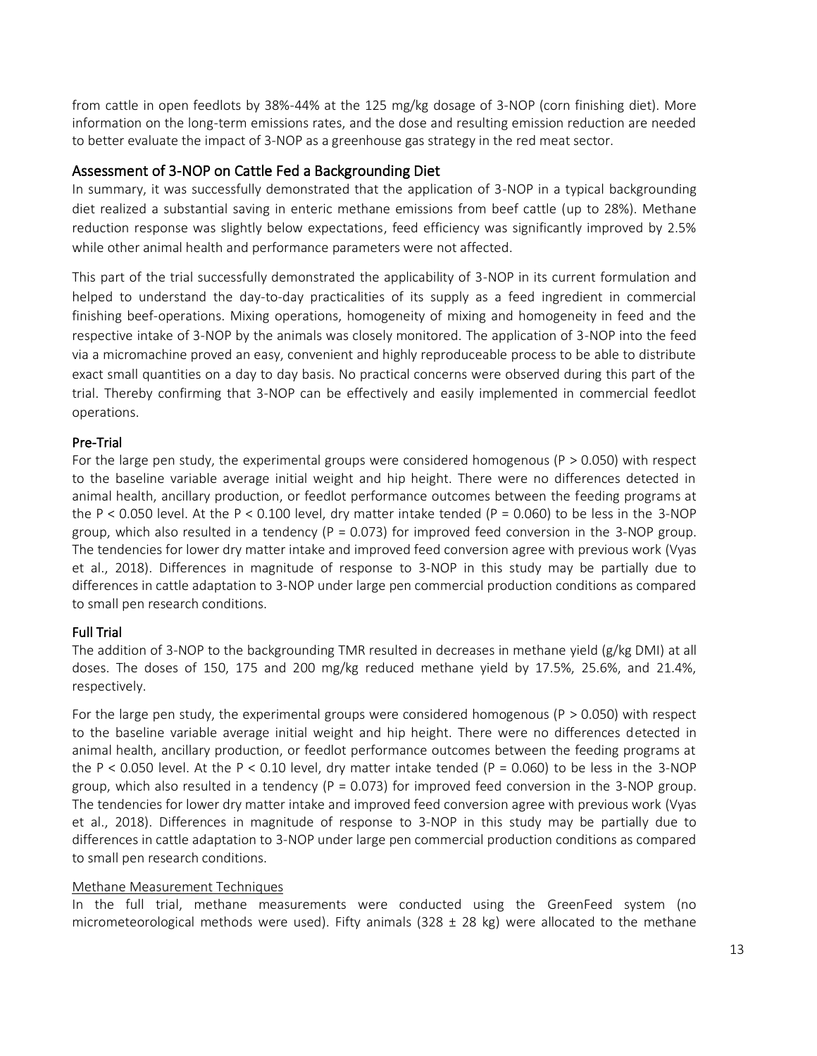from cattle in open feedlots by 38%-44% at the 125 mg/kg dosage of 3-NOP (corn finishing diet). More information on the long-term emissions rates, and the dose and resulting emission reduction are needed to better evaluate the impact of 3-NOP as a greenhouse gas strategy in the red meat sector.

## Assessment of 3-NOP on Cattle Fed a Backgrounding Diet

In summary, it was successfully demonstrated that the application of 3-NOP in a typical backgrounding diet realized a substantial saving in enteric methane emissions from beef cattle (up to 28%). Methane reduction response was slightly below expectations, feed efficiency was significantly improved by 2.5% while other animal health and performance parameters were not affected.

This part of the trial successfully demonstrated the applicability of 3-NOP in its current formulation and helped to understand the day-to-day practicalities of its supply as a feed ingredient in commercial finishing beef-operations. Mixing operations, homogeneity of mixing and homogeneity in feed and the respective intake of 3-NOP by the animals was closely monitored. The application of 3-NOP into the feed via a micromachine proved an easy, convenient and highly reproduceable process to be able to distribute exact small quantities on a day to day basis. No practical concerns were observed during this part of the trial. Thereby confirming that 3-NOP can be effectively and easily implemented in commercial feedlot operations.

### Pre-Trial

For the large pen study, the experimental groups were considered homogenous ($P > 0.050$) with respect to the baseline variable average initial weight and hip height. There were no differences detected in animal health, ancillary production, or feedlot performance outcomes between the feeding programs at the $P < 0.050$ level. At the $P < 0.100$ level, dry matter intake tended ($P = 0.060$) to be less in the 3-NOP group, which also resulted in a tendency ($P = 0.073$) for improved feed conversion in the 3-NOP group. The tendencies for lower dry matter intake and improved feed conversion agree with previous work (Vyas et al., 2018). Differences in magnitude of response to 3-NOP in this study may be partially due to differences in cattle adaptation to 3-NOP under large pen commercial production conditions as compared to small pen research conditions.

### Full Trial

The addition of 3-NOP to the backgrounding TMR resulted in decreases in methane yield (g/kg DMI) at all doses. The doses of 150, 175 and 200 mg/kg reduced methane yield by 17.5%, 25.6%, and 21.4%, respectively.

For the large pen study, the experimental groups were considered homogenous ($P > 0.050$) with respect to the baseline variable average initial weight and hip height. There were no differences detected in animal health, ancillary production, or feedlot performance outcomes between the feeding programs at the $P < 0.050$ level. At the $P < 0.10$ level, dry matter intake tended ($P = 0.060$) to be less in the 3-NOP group, which also resulted in a tendency ($P = 0.073$) for improved feed conversion in the 3-NOP group. The tendencies for lower dry matter intake and improved feed conversion agree with previous work (Vyas et al., 2018). Differences in magnitude of response to 3-NOP in this study may be partially due to differences in cattle adaptation to 3-NOP under large pen commercial production conditions as compared to small pen research conditions.

#### Methane Measurement Techniques

In the full trial, methane measurements were conducted using the GreenFeed system (no micrometeorological methods were used). Fifty animals ($328 \pm 28$ kg) were allocated to the methane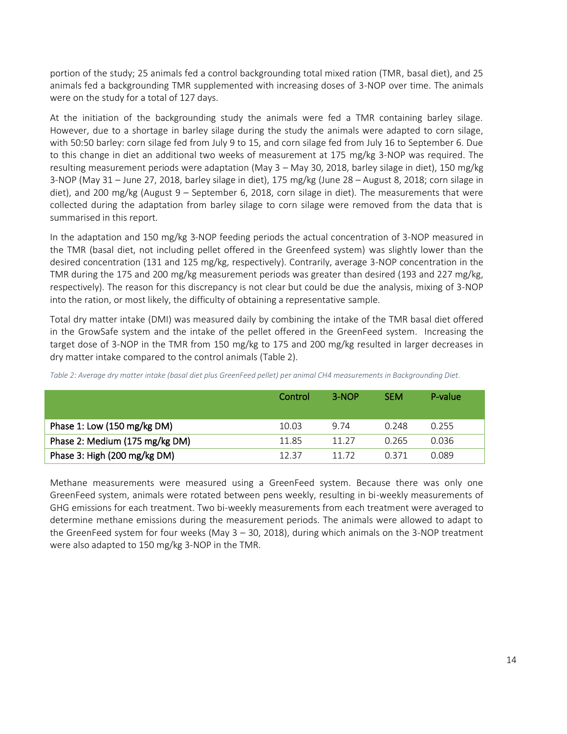portion of the study; 25 animals fed a control backgrounding total mixed ration (TMR, basal diet), and 25 animals fed a backgrounding TMR supplemented with increasing doses of 3-NOP over time. The animals were on the study for a total of 127 days.

At the initiation of the backgrounding study the animals were fed a TMR containing barley silage. However, due to a shortage in barley silage during the study the animals were adapted to corn silage, with 50:50 barley: corn silage fed from July 9 to 15, and corn silage fed from July 16 to September 6. Due to this change in diet an additional two weeks of measurement at 175 mg/kg 3-NOP was required. The resulting measurement periods were adaptation (May 3 – May 30, 2018, barley silage in diet), 150 mg/kg 3-NOP (May 31 – June 27, 2018, barley silage in diet), 175 mg/kg (June 28 – August 8, 2018; corn silage in diet), and 200 mg/kg (August 9 – September 6, 2018, corn silage in diet). The measurements that were collected during the adaptation from barley silage to corn silage were removed from the data that is summarised in this report.

In the adaptation and 150 mg/kg 3-NOP feeding periods the actual concentration of 3-NOP measured in the TMR (basal diet, not including pellet offered in the Greenfeed system) was slightly lower than the desired concentration (131 and 125 mg/kg, respectively). Contrarily, average 3-NOP concentration in the TMR during the 175 and 200 mg/kg measurement periods was greater than desired (193 and 227 mg/kg, respectively). The reason for this discrepancy is not clear but could be due the analysis, mixing of 3-NOP into the ration, or most likely, the difficulty of obtaining a representative sample.

Total dry matter intake (DMI) was measured daily by combining the intake of the TMR basal diet offered in the GrowSafe system and the intake of the pellet offered in the GreenFeed system. Increasing the target dose of 3-NOP in the TMR from 150 mg/kg to 175 and 200 mg/kg resulted in larger decreases in dry matter intake compared to the control animals (Table 2).

*Table 2: Average dry matter intake (basal diet plus GreenFeed pellet) per animal CH4 measurements in Backgrounding Diet.*

| | Control | 3-NOP | SEM | P-value |
|---|---|---|---|---|
| Phase 1: Low (150 mg/kg DM) | 10.03 | 9.74 | 0.248 | 0.255 |
| Phase 2: Medium (175 mg/kg DM) | 11.85 | 11.27 | 0.265 | 0.036 |
| Phase 3: High (200 mg/kg DM) | 12.37 | 11.72 | 0.371 | 0.089 |

Methane measurements were measured using a GreenFeed system. Because there was only one GreenFeed system, animals were rotated between pens weekly, resulting in bi-weekly measurements of GHG emissions for each treatment. Two bi-weekly measurements from each treatment were averaged to determine methane emissions during the measurement periods. The animals were allowed to adapt to the GreenFeed system for four weeks (May 3 – 30, 2018), during which animals on the 3-NOP treatment were also adapted to 150 mg/kg 3-NOP in the TMR.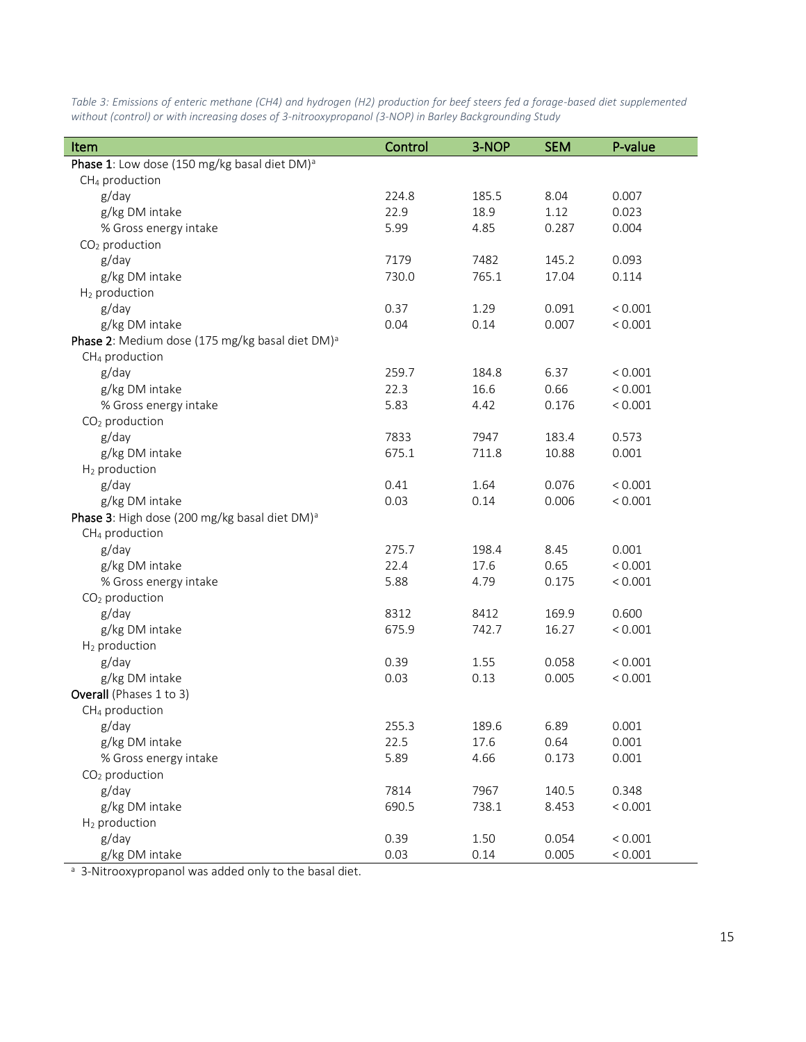*Table 3: Emissions of enteric methane (CH4) and hydrogen (H2) production for beef steers fed a forage-based diet supplemented without (control) or with increasing doses of 3-nitrooxypropanol (3-NOP) in Barley Backgrounding Study*

| Item | Control | 3-NOP | SEM | P-value |
|---|---|---|---|---|
| **Phase 1**: Low dose (150 mg/kg basal diet DM)[a] | | | | |
| $CH_4$ production | | | | |
| g/day | 224.8 | 185.5 | 8.04 | 0.007 |
| g/kg DM intake | 22.9 | 18.9 | 1.12 | 0.023 |
| % Gross energy intake | 5.99 | 4.85 | 0.287 | 0.004 |
| $CO_2$ production | | | | |
| g/day | 7179 | 7482 | 145.2 | 0.093 |
| g/kg DM intake | 730.0 | 765.1 | 17.04 | 0.114 |
| $H_2$ production | | | | |
| g/day | 0.37 | 1.29 | 0.091 | < 0.001 |
| g/kg DM intake | 0.04 | 0.14 | 0.007 | < 0.001 |
| **Phase 2**: Medium dose (175 mg/kg basal diet DM)[a] | | | | |
| $CH_4$ production | | | | |
| g/day | 259.7 | 184.8 | 6.37 | < 0.001 |
| g/kg DM intake | 22.3 | 16.6 | 0.66 | < 0.001 |
| % Gross energy intake | 5.83 | 4.42 | 0.176 | < 0.001 |
| $CO_2$ production | | | | |
| g/day | 7833 | 7947 | 183.4 | 0.573 |
| g/kg DM intake | 675.1 | 711.8 | 10.88 | 0.001 |
| $H_2$ production | | | | |
| g/day | 0.41 | 1.64 | 0.076 | < 0.001 |
| g/kg DM intake | 0.03 | 0.14 | 0.006 | < 0.001 |
| **Phase 3**: High dose (200 mg/kg basal diet DM)[a] | | | | |
| $CH_4$ production | | | | |
| g/day | 275.7 | 198.4 | 8.45 | 0.001 |
| g/kg DM intake | 22.4 | 17.6 | 0.65 | < 0.001 |
| % Gross energy intake | 5.88 | 4.79 | 0.175 | < 0.001 |
| $CO_2$ production | | | | |
| g/day | 8312 | 8412 | 169.9 | 0.600 |
| g/kg DM intake | 675.9 | 742.7 | 16.27 | < 0.001 |
| $H_2$ production | | | | |
| g/day | 0.39 | 1.55 | 0.058 | < 0.001 |
| g/kg DM intake | 0.03 | 0.13 | 0.005 | < 0.001 |
| **Overall** (Phases 1 to 3) | | | | |
| $CH_4$ production | | | | |
| g/day | 255.3 | 189.6 | 6.89 | 0.001 |
| g/kg DM intake | 22.5 | 17.6 | 0.64 | 0.001 |
| % Gross energy intake | 5.89 | 4.66 | 0.173 | 0.001 |
| $CO_2$ production | | | | |
| g/day | 7814 | 7967 | 140.5 | 0.348 |
| g/kg DM intake | 690.5 | 738.1 | 8.453 | < 0.001 |
| $H_2$ production | | | | |
| g/day | 0.39 | 1.50 | 0.054 | < 0.001 |
| g/kg DM intake | 0.03 | 0.14 | 0.005 | < 0.001 |

[a] 3-Nitrooxypropanol was added only to the basal diet.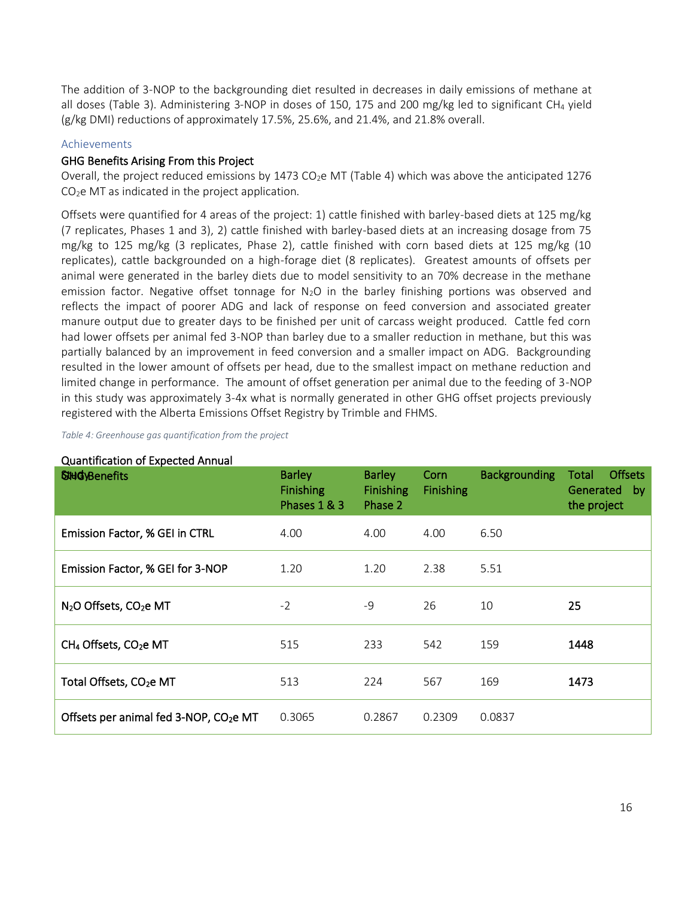The addition of 3-NOP to the backgrounding diet resulted in decreases in daily emissions of methane at all doses (Table 3). Administering 3-NOP in doses of 150, 175 and 200 mg/kg led to significant $CH_4$ yield (g/kg DMI) reductions of approximately 17.5%, 25.6%, and 21.4%, and 21.8% overall.

## Achievements

### GHG Benefits Arising From this Project

Overall, the project reduced emissions by 1473 $CO_2e$ MT (Table 4) which was above the anticipated 1276 $CO_2e$ MT as indicated in the project application.

Offsets were quantified for 4 areas of the project: 1) cattle finished with barley-based diets at 125 mg/kg (7 replicates, Phases 1 and 3), 2) cattle finished with barley-based diets at an increasing dosage from 75 mg/kg to 125 mg/kg (3 replicates, Phase 2), cattle finished with corn based diets at 125 mg/kg (10 replicates), cattle backgrounded on a high-forage diet (8 replicates). Greatest amounts of offsets per animal were generated in the barley diets due to model sensitivity to an 70% decrease in the methane emission factor. Negative offset tonnage for $N_2O$ in the barley finishing portions was observed and reflects the impact of poorer ADG and lack of response on feed conversion and associated greater manure output due to greater days to be finished per unit of carcass weight produced. Cattle fed corn had lower offsets per animal fed 3-NOP than barley due to a smaller reduction in methane, but this was partially balanced by an improvement in feed conversion and a smaller impact on ADG. Backgrounding resulted in the lower amount of offsets per head, due to the smallest impact on methane reduction and limited change in performance. The amount of offset generation per animal due to the feeding of 3-NOP in this study was approximately 3-4x what is normally generated in other GHG offset projects previously registered with the Alberta Emissions Offset Registry by Trimble and FHMS.

*Table 4: Greenhouse gas quantification from the project*

| Quantification of Expected Annual GHG Benefits | Barley Finishing Phases 1 & 3 | Barley Finishing Phase 2 | Corn Finishing | Backgrounding | Total Offsets Generated by the project |
|---|---|---|---|---|---|
| Emission Factor, % GEI in CTRL | 4.00 | 4.00 | 4.00 | 6.50 | |
| Emission Factor, % GEI for 3-NOP | 1.20 | 1.20 | 2.38 | 5.51 | |
| $N_2O$ Offsets, $CO_2e$ MT | -2 | -9 | 26 | 10 | **25** |
| $CH_4$ Offsets, $CO_2e$ MT | 515 | 233 | 542 | 159 | **1448** |
| Total Offsets, $CO_2e$ MT | 513 | 224 | 567 | 169 | **1473** |
| Offsets per animal fed 3-NOP, $CO_2e$ MT | 0.3065 | 0.2867 | 0.2309 | 0.0837 | |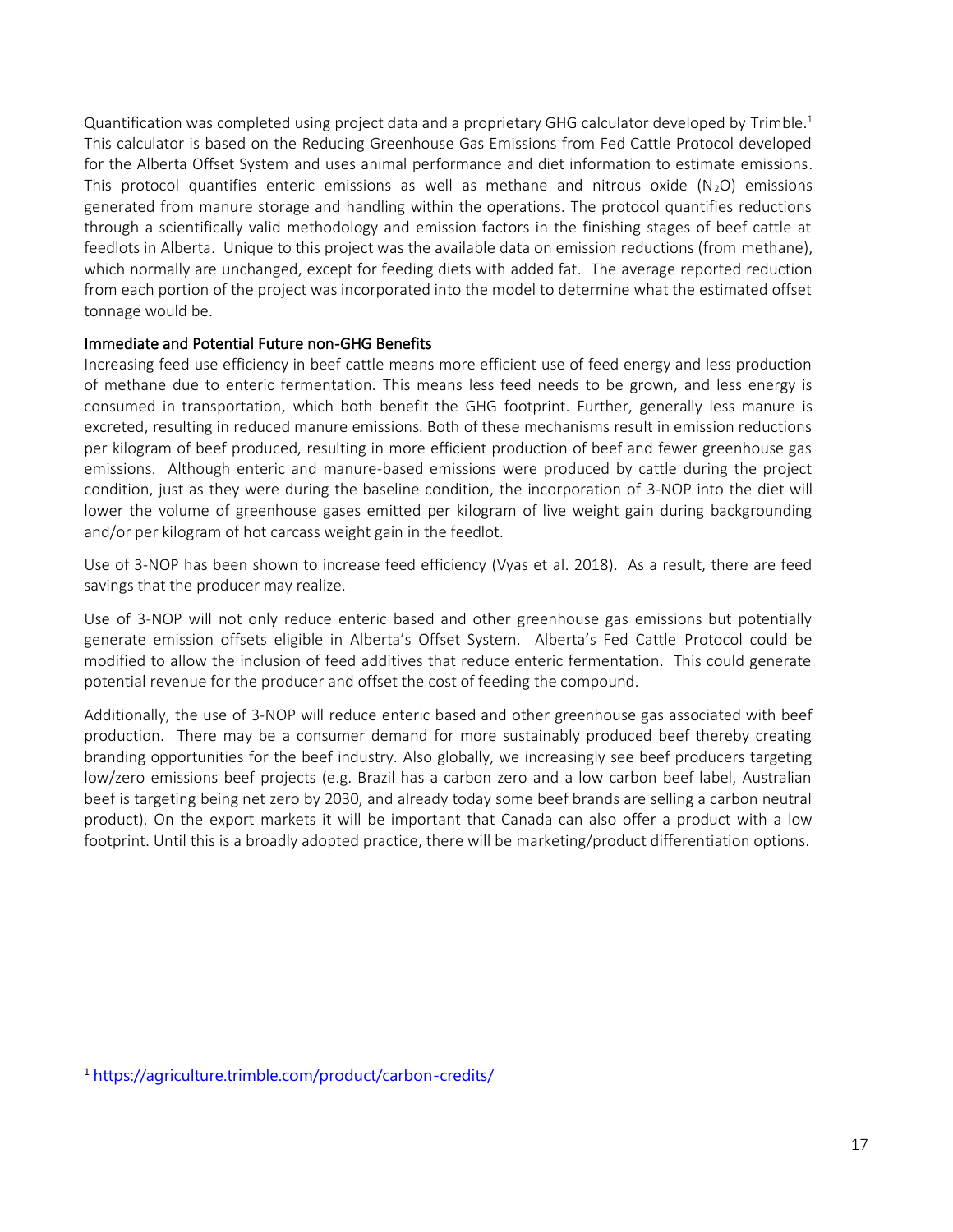Quantification was completed using project data and a proprietary GHG calculator developed by Trimble.[1] This calculator is based on the Reducing Greenhouse Gas Emissions from Fed Cattle Protocol developed for the Alberta Offset System and uses animal performance and diet information to estimate emissions. This protocol quantifies enteric emissions as well as methane and nitrous oxide ($N_2O$) emissions generated from manure storage and handling within the operations. The protocol quantifies reductions through a scientifically valid methodology and emission factors in the finishing stages of beef cattle at feedlots in Alberta. Unique to this project was the available data on emission reductions (from methane), which normally are unchanged, except for feeding diets with added fat. The average reported reduction from each portion of the project was incorporated into the model to determine what the estimated offset tonnage would be.

### Immediate and Potential Future non-GHG Benefits

Increasing feed use efficiency in beef cattle means more efficient use of feed energy and less production of methane due to enteric fermentation. This means less feed needs to be grown, and less energy is consumed in transportation, which both benefit the GHG footprint. Further, generally less manure is excreted, resulting in reduced manure emissions. Both of these mechanisms result in emission reductions per kilogram of beef produced, resulting in more efficient production of beef and fewer greenhouse gas emissions. Although enteric and manure-based emissions were produced by cattle during the project condition, just as they were during the baseline condition, the incorporation of 3-NOP into the diet will lower the volume of greenhouse gases emitted per kilogram of live weight gain during backgrounding and/or per kilogram of hot carcass weight gain in the feedlot.

Use of 3-NOP has been shown to increase feed efficiency (Vyas et al. 2018). As a result, there are feed savings that the producer may realize.

Use of 3-NOP will not only reduce enteric based and other greenhouse gas emissions but potentially generate emission offsets eligible in Alberta's Offset System. Alberta's Fed Cattle Protocol could be modified to allow the inclusion of feed additives that reduce enteric fermentation. This could generate potential revenue for the producer and offset the cost of feeding the compound.

Additionally, the use of 3-NOP will reduce enteric based and other greenhouse gas associated with beef production. There may be a consumer demand for more sustainably produced beef thereby creating branding opportunities for the beef industry. Also globally, we increasingly see beef producers targeting low/zero emissions beef projects (e.g. Brazil has a carbon zero and a low carbon beef label, Australian beef is targeting being net zero by 2030, and already today some beef brands are selling a carbon neutral product). On the export markets it will be important that Canada can also offer a product with a low footprint. Until this is a broadly adopted practice, there will be marketing/product differentiation options.

---

[1] https://agriculture.trimble.com/product/carbon-credits/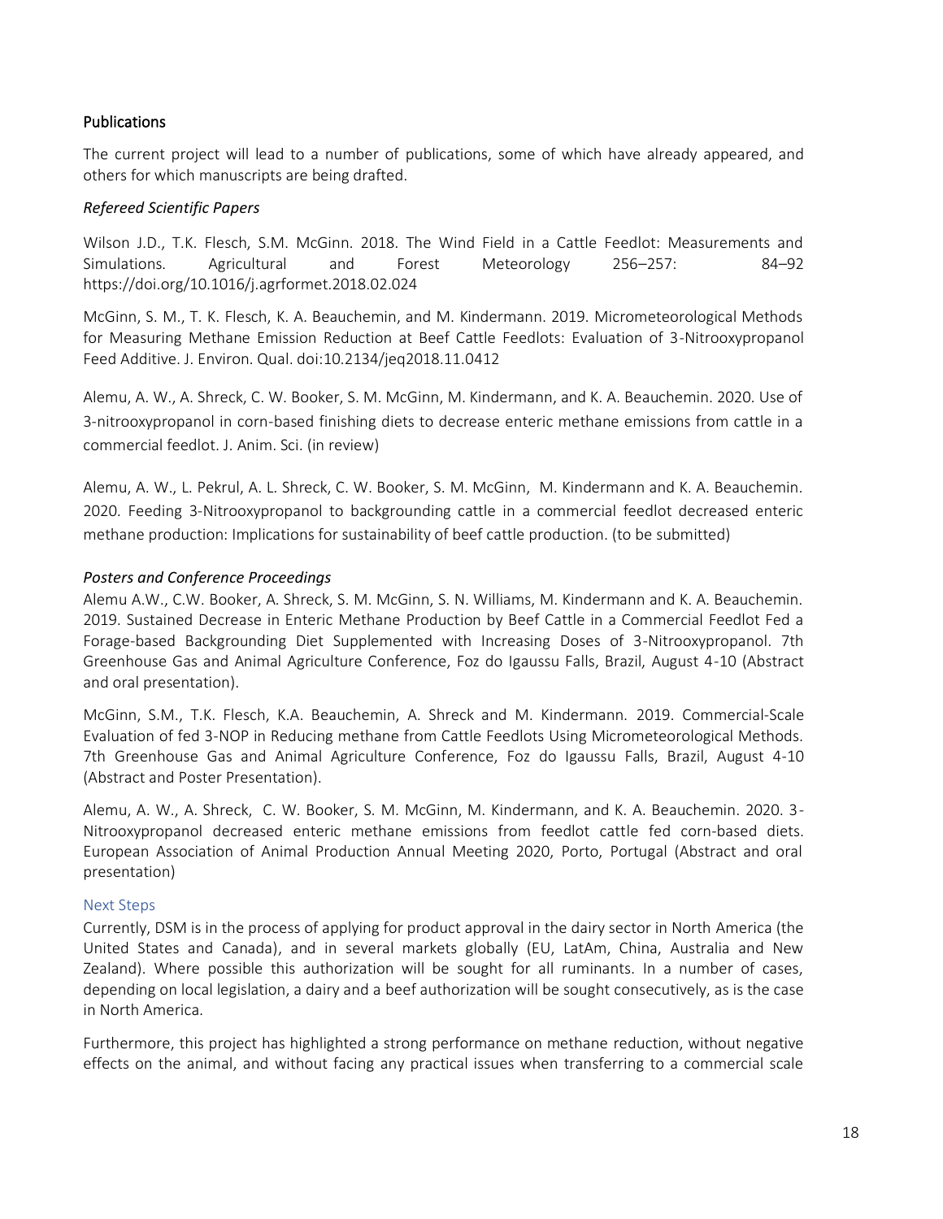## Publications

The current project will lead to a number of publications, some of which have already appeared, and others for which manuscripts are being drafted.

### *Refereed Scientific Papers*

Wilson J.D., T.K. Flesch, S.M. McGinn. 2018. The Wind Field in a Cattle Feedlot: Measurements and Simulations. Agricultural and Forest Meteorology 256–257: 84–92 https://doi.org/10.1016/j.agrformet.2018.02.024

McGinn, S. M., T. K. Flesch, K. A. Beauchemin, and M. Kindermann. 2019. Micrometeorological Methods for Measuring Methane Emission Reduction at Beef Cattle Feedlots: Evaluation of 3-Nitrooxypropanol Feed Additive. J. Environ. Qual. doi:10.2134/jeq2018.11.0412

Alemu, A. W., A. Shreck, C. W. Booker, S. M. McGinn, M. Kindermann, and K. A. Beauchemin. 2020. Use of 3-nitrooxypropanol in corn-based finishing diets to decrease enteric methane emissions from cattle in a commercial feedlot. J. Anim. Sci. (in review)

Alemu, A. W., L. Pekrul, A. L. Shreck, C. W. Booker, S. M. McGinn, M. Kindermann and K. A. Beauchemin. 2020. Feeding 3-Nitrooxypropanol to backgrounding cattle in a commercial feedlot decreased enteric methane production: Implications for sustainability of beef cattle production. (to be submitted)

### *Posters and Conference Proceedings*

Alemu A.W., C.W. Booker, A. Shreck, S. M. McGinn, S. N. Williams, M. Kindermann and K. A. Beauchemin. 2019. Sustained Decrease in Enteric Methane Production by Beef Cattle in a Commercial Feedlot Fed a Forage-based Backgrounding Diet Supplemented with Increasing Doses of 3-Nitrooxypropanol. 7th Greenhouse Gas and Animal Agriculture Conference, Foz do Igaussu Falls, Brazil, August 4-10 (Abstract and oral presentation).

McGinn, S.M., T.K. Flesch, K.A. Beauchemin, A. Shreck and M. Kindermann. 2019. Commercial-Scale Evaluation of fed 3-NOP in Reducing methane from Cattle Feedlots Using Micrometeorological Methods. 7th Greenhouse Gas and Animal Agriculture Conference, Foz do Igaussu Falls, Brazil, August 4-10 (Abstract and Poster Presentation).

Alemu, A. W., A. Shreck, C. W. Booker, S. M. McGinn, M. Kindermann, and K. A. Beauchemin. 2020. 3-Nitrooxypropanol decreased enteric methane emissions from feedlot cattle fed corn-based diets. European Association of Animal Production Annual Meeting 2020, Porto, Portugal (Abstract and oral presentation)

## Next Steps

Currently, DSM is in the process of applying for product approval in the dairy sector in North America (the United States and Canada), and in several markets globally (EU, LatAm, China, Australia and New Zealand). Where possible this authorization will be sought for all ruminants. In a number of cases, depending on local legislation, a dairy and a beef authorization will be sought consecutively, as is the case in North America.

Furthermore, this project has highlighted a strong performance on methane reduction, without negative effects on the animal, and without facing any practical issues when transferring to a commercial scale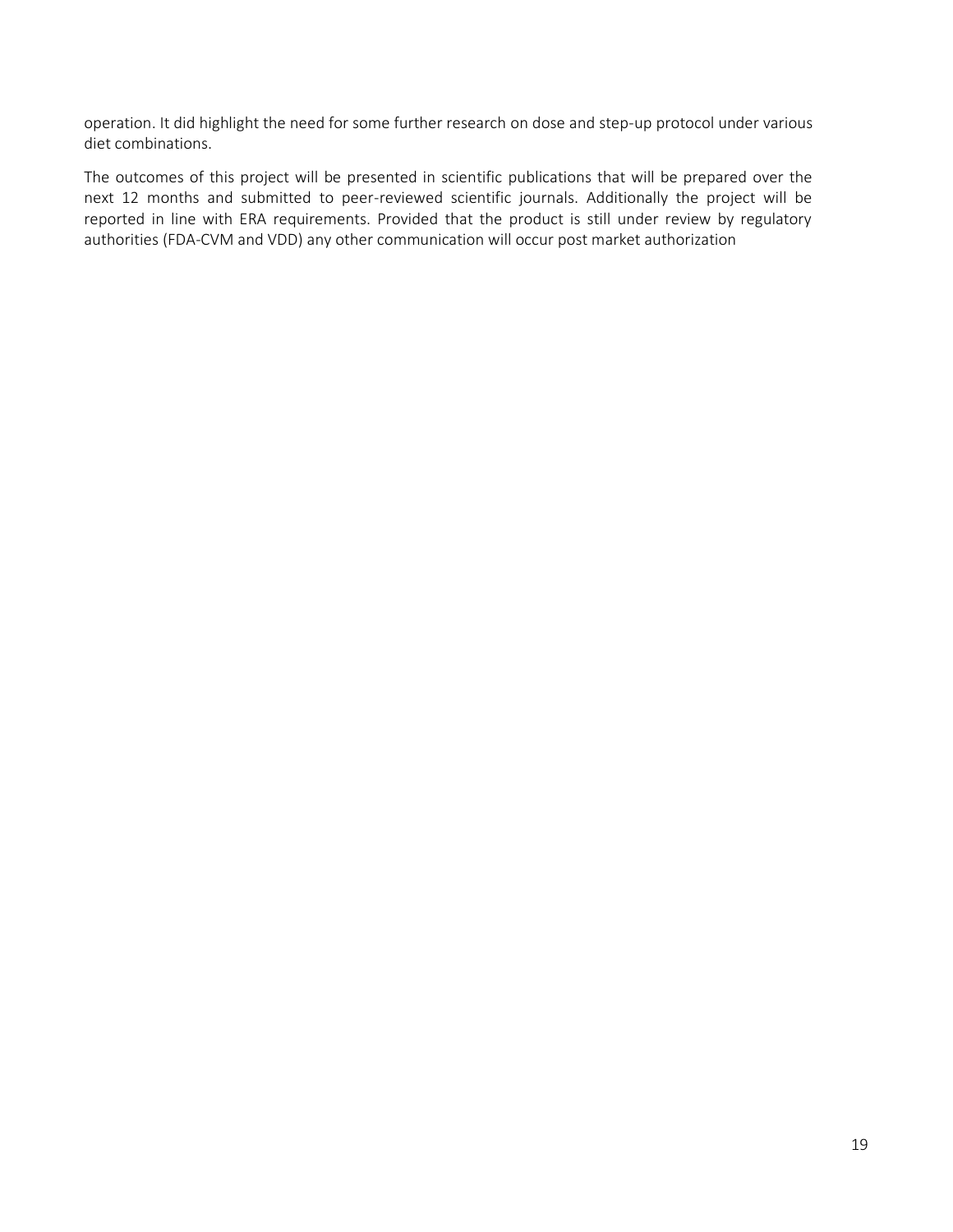operation. It did highlight the need for some further research on dose and step-up protocol under various diet combinations.

The outcomes of this project will be presented in scientific publications that will be prepared over the next 12 months and submitted to peer-reviewed scientific journals. Additionally the project will be reported in line with ERA requirements. Provided that the product is still under review by regulatory authorities (FDA-CVM and VDD) any other communication will occur post market authorization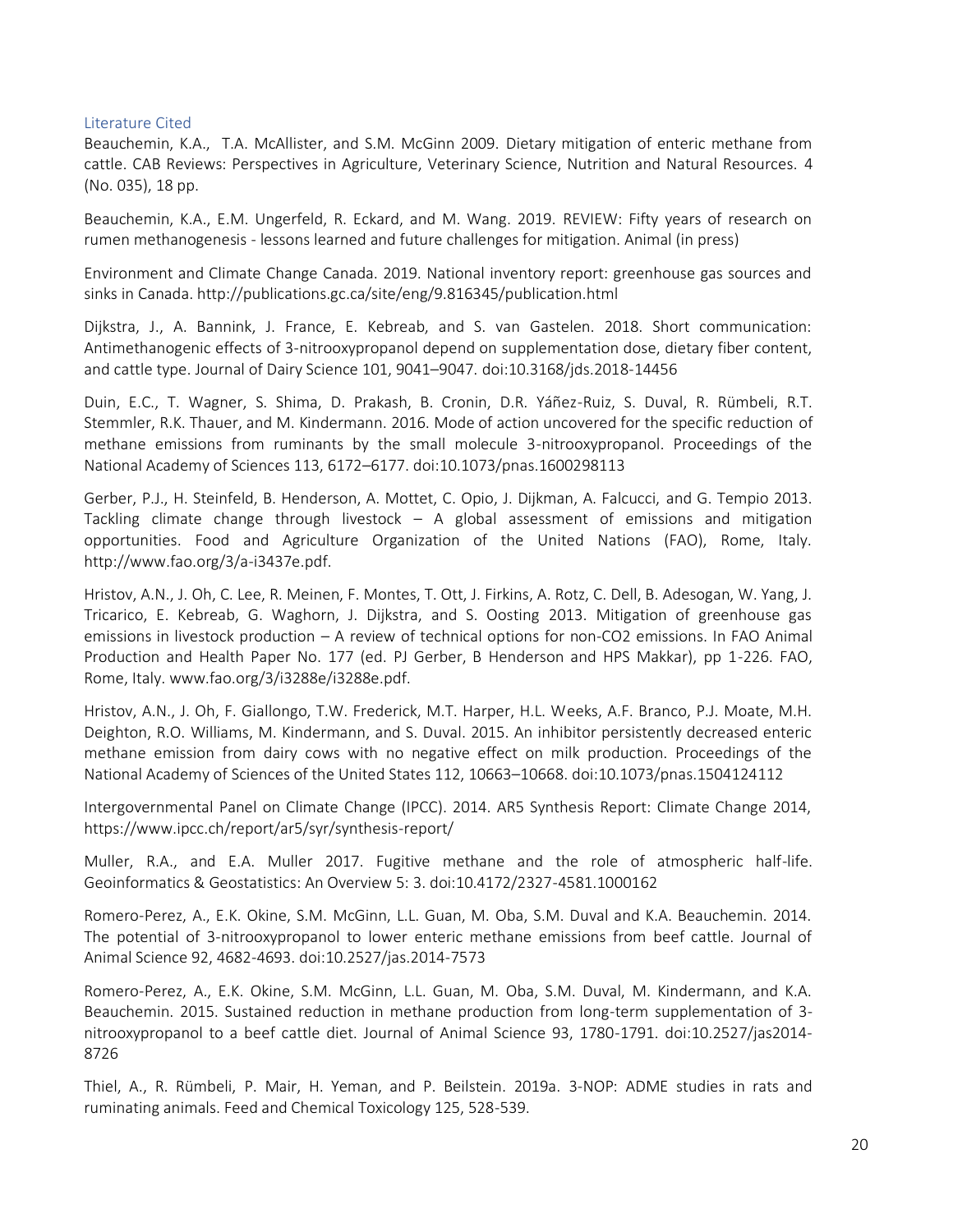## Literature Cited

Beauchemin, K.A., T.A. McAllister, and S.M. McGinn 2009. Dietary mitigation of enteric methane from cattle. CAB Reviews: Perspectives in Agriculture, Veterinary Science, Nutrition and Natural Resources. 4 (No. 035), 18 pp.

Beauchemin, K.A., E.M. Ungerfeld, R. Eckard, and M. Wang. 2019. REVIEW: Fifty years of research on rumen methanogenesis - lessons learned and future challenges for mitigation. Animal (in press)

Environment and Climate Change Canada. 2019. National inventory report: greenhouse gas sources and sinks in Canada. http://publications.gc.ca/site/eng/9.816345/publication.html

Dijkstra, J., A. Bannink, J. France, E. Kebreab, and S. van Gastelen. 2018. Short communication: Antimethanogenic effects of 3-nitrooxypropanol depend on supplementation dose, dietary fiber content, and cattle type. Journal of Dairy Science 101, 9041–9047. doi:10.3168/jds.2018-14456

Duin, E.C., T. Wagner, S. Shima, D. Prakash, B. Cronin, D.R. Yáñez-Ruiz, S. Duval, R. Rümbeli, R.T. Stemmler, R.K. Thauer, and M. Kindermann. 2016. Mode of action uncovered for the specific reduction of methane emissions from ruminants by the small molecule 3-nitrooxypropanol. Proceedings of the National Academy of Sciences 113, 6172–6177. doi:10.1073/pnas.1600298113

Gerber, P.J., H. Steinfeld, B. Henderson, A. Mottet, C. Opio, J. Dijkman, A. Falcucci, and G. Tempio 2013. Tackling climate change through livestock – A global assessment of emissions and mitigation opportunities. Food and Agriculture Organization of the United Nations (FAO), Rome, Italy. http://www.fao.org/3/a-i3437e.pdf.

Hristov, A.N., J. Oh, C. Lee, R. Meinen, F. Montes, T. Ott, J. Firkins, A. Rotz, C. Dell, B. Adesogan, W. Yang, J. Tricarico, E. Kebreab, G. Waghorn, J. Dijkstra, and S. Oosting 2013. Mitigation of greenhouse gas emissions in livestock production – A review of technical options for non-CO2 emissions. In FAO Animal Production and Health Paper No. 177 (ed. PJ Gerber, B Henderson and HPS Makkar), pp 1-226. FAO, Rome, Italy. www.fao.org/3/i3288e/i3288e.pdf.

Hristov, A.N., J. Oh, F. Giallongo, T.W. Frederick, M.T. Harper, H.L. Weeks, A.F. Branco, P.J. Moate, M.H. Deighton, R.O. Williams, M. Kindermann, and S. Duval. 2015. An inhibitor persistently decreased enteric methane emission from dairy cows with no negative effect on milk production. Proceedings of the National Academy of Sciences of the United States 112, 10663–10668. doi:10.1073/pnas.1504124112

Intergovernmental Panel on Climate Change (IPCC). 2014. AR5 Synthesis Report: Climate Change 2014, https://www.ipcc.ch/report/ar5/syr/synthesis-report/

Muller, R.A., and E.A. Muller 2017. Fugitive methane and the role of atmospheric half-life. Geoinformatics & Geostatistics: An Overview 5: 3. doi:10.4172/2327-4581.1000162

Romero-Perez, A., E.K. Okine, S.M. McGinn, L.L. Guan, M. Oba, S.M. Duval and K.A. Beauchemin. 2014. The potential of 3-nitrooxypropanol to lower enteric methane emissions from beef cattle. Journal of Animal Science 92, 4682-4693. doi:10.2527/jas.2014-7573

Romero-Perez, A., E.K. Okine, S.M. McGinn, L.L. Guan, M. Oba, S.M. Duval, M. Kindermann, and K.A. Beauchemin. 2015. Sustained reduction in methane production from long-term supplementation of 3-nitrooxypropanol to a beef cattle diet. Journal of Animal Science 93, 1780-1791. doi:10.2527/jas2014-8726

Thiel, A., R. Rümbeli, P. Mair, H. Yeman, and P. Beilstein. 2019a. 3-NOP: ADME studies in rats and ruminating animals. Feed and Chemical Toxicology 125, 528-539.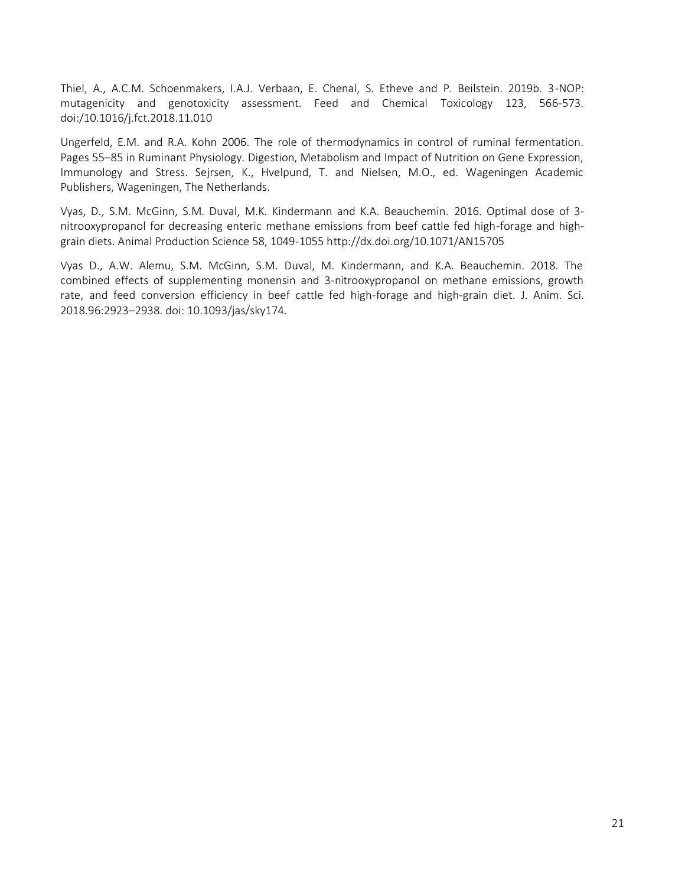Thiel, A., A.C.M. Schoenmakers, I.A.J. Verbaan, E. Chenal, S. Etheve and P. Beilstein. 2019b. 3-NOP: mutagenicity and genotoxicity assessment. Feed and Chemical Toxicology 123, 566-573. doi:/10.1016/j.fct.2018.11.010

Ungerfeld, E.M. and R.A. Kohn 2006. The role of thermodynamics in control of ruminal fermentation. Pages 55–85 in Ruminant Physiology. Digestion, Metabolism and Impact of Nutrition on Gene Expression, Immunology and Stress. Sejrsen, K., Hvelpund, T. and Nielsen, M.O., ed. Wageningen Academic Publishers, Wageningen, The Netherlands.

Vyas, D., S.M. McGinn, S.M. Duval, M.K. Kindermann and K.A. Beauchemin. 2016. Optimal dose of 3-nitrooxypropanol for decreasing enteric methane emissions from beef cattle fed high-forage and high-grain diets. Animal Production Science 58, 1049-1055 http://dx.doi.org/10.1071/AN15705

Vyas D., A.W. Alemu, S.M. McGinn, S.M. Duval, M. Kindermann, and K.A. Beauchemin. 2018. The combined effects of supplementing monensin and 3-nitrooxypropanol on methane emissions, growth rate, and feed conversion efficiency in beef cattle fed high-forage and high-grain diet. J. Anim. Sci. 2018.96:2923–2938. doi: 10.1093/jas/sky174.